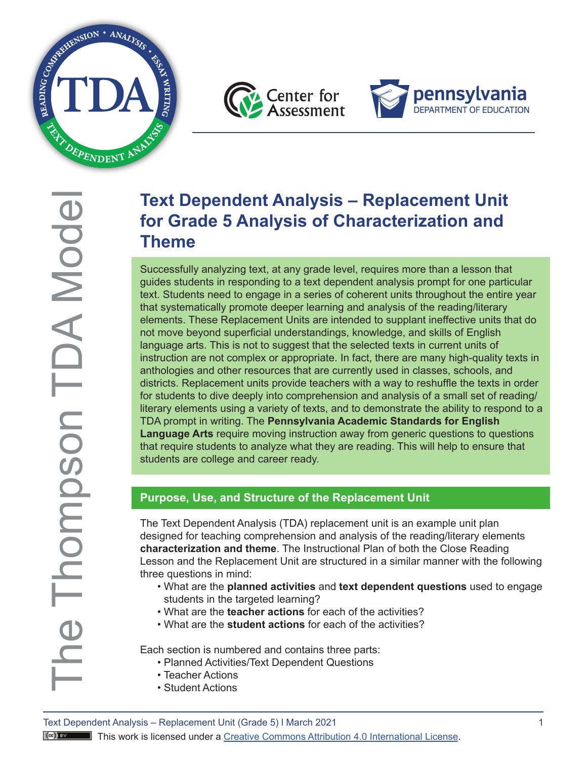# Text Dependent Analysis – Replacement Unit for Grade 5 Analysis of Characterization and Theme

Successfully analyzing text, at any grade level, requires more than a lesson that guides students in responding to a text dependent analysis prompt for one particular text. Students need to engage in a series of coherent units throughout the entire year that systematically promote deeper learning and analysis of the reading/literary elements. These Replacement Units are intended to supplant ineffective units that do not move beyond superficial understandings, knowledge, and skills of English language arts. This is not to suggest that the selected texts in current units of instruction are not complex or appropriate. In fact, there are many high-quality texts in anthologies and other resources that are currently used in classes, schools, and districts. Replacement units provide teachers with a way to reshuffle the texts in order for students to dive deeply into comprehension and analysis of a small set of reading/literary elements using a variety of texts, and to demonstrate the ability to respond to a TDA prompt in writing. The **Pennsylvania Academic Standards for English Language Arts** require moving instruction away from generic questions to questions that require students to analyze what they are reading. This will help to ensure that students are college and career ready.

## Purpose, Use, and Structure of the Replacement Unit

The Text Dependent Analysis (TDA) replacement unit is an example unit plan designed for teaching comprehension and analysis of the reading/literary elements **characterization and theme**. The Instructional Plan of both the Close Reading Lesson and the Replacement Unit are structured in a similar manner with the following three questions in mind:

- What are the **planned activities** and **text dependent questions** used to engage students in the targeted learning?
- What are the **teacher actions** for each of the activities?
- What are the **student actions** for each of the activities?

Each section is numbered and contains three parts:

- Planned Activities/Text Dependent Questions
- Teacher Actions
- Student Actions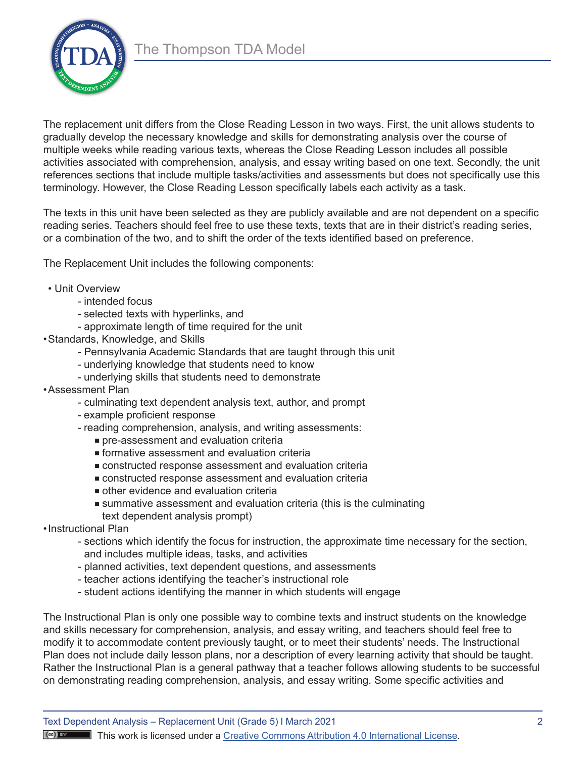The replacement unit differs from the Close Reading Lesson in two ways. First, the unit allows students to gradually develop the necessary knowledge and skills for demonstrating analysis over the course of multiple weeks while reading various texts, whereas the Close Reading Lesson includes all possible activities associated with comprehension, analysis, and essay writing based on one text. Secondly, the unit references sections that include multiple tasks/activities and assessments but does not specifically use this terminology. However, the Close Reading Lesson specifically labels each activity as a task.

The texts in this unit have been selected as they are publicly available and are not dependent on a specific reading series. Teachers should feel free to use these texts, texts that are in their district's reading series, or a combination of the two, and to shift the order of the texts identified based on preference.

The Replacement Unit includes the following components:

- Unit Overview
  - intended focus
  - selected texts with hyperlinks, and
  - approximate length of time required for the unit
- Standards, Knowledge, and Skills
  - Pennsylvania Academic Standards that are taught through this unit
  - underlying knowledge that students need to know
  - underlying skills that students need to demonstrate
- Assessment Plan
  - culminating text dependent analysis text, author, and prompt
  - example proficient response
  - reading comprehension, analysis, and writing assessments:
    - pre-assessment and evaluation criteria
    - formative assessment and evaluation criteria
    - constructed response assessment and evaluation criteria
    - constructed response assessment and evaluation criteria
    - other evidence and evaluation criteria
    - summative assessment and evaluation criteria (this is the culminating text dependent analysis prompt)
- Instructional Plan
  - sections which identify the focus for instruction, the approximate time necessary for the section, and includes multiple ideas, tasks, and activities
  - planned activities, text dependent questions, and assessments
  - teacher actions identifying the teacher's instructional role
  - student actions identifying the manner in which students will engage

The Instructional Plan is only one possible way to combine texts and instruct students on the knowledge and skills necessary for comprehension, analysis, and essay writing, and teachers should feel free to modify it to accommodate content previously taught, or to meet their students' needs. The Instructional Plan does not include daily lesson plans, nor a description of every learning activity that should be taught. Rather the Instructional Plan is a general pathway that a teacher follows allowing students to be successful on demonstrating reading comprehension, analysis, and essay writing. Some specific activities and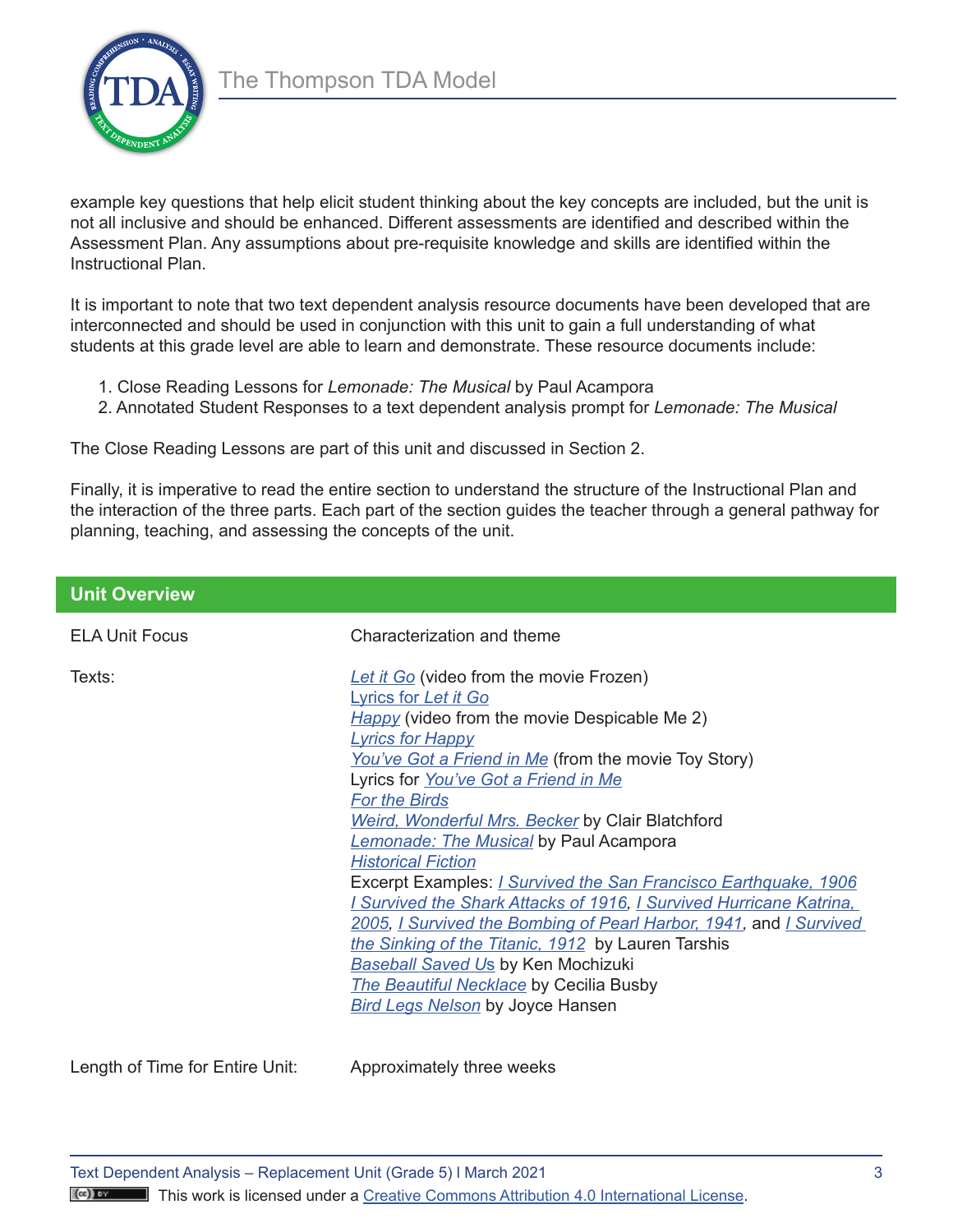example key questions that help elicit student thinking about the key concepts are included, but the unit is not all inclusive and should be enhanced. Different assessments are identified and described within the Assessment Plan. Any assumptions about pre-requisite knowledge and skills are identified within the Instructional Plan.

It is important to note that two text dependent analysis resource documents have been developed that are interconnected and should be used in conjunction with this unit to gain a full understanding of what students at this grade level are able to learn and demonstrate. These resource documents include:

1. Close Reading Lessons for *Lemonade: The Musical* by Paul Acampora
2. Annotated Student Responses to a text dependent analysis prompt for *Lemonade: The Musical*

The Close Reading Lessons are part of this unit and discussed in Section 2.

Finally, it is imperative to read the entire section to understand the structure of the Instructional Plan and the interaction of the three parts. Each part of the section guides the teacher through a general pathway for planning, teaching, and assessing the concepts of the unit.

## Unit Overview

| | |
|---|---|
| ELA Unit Focus | Characterization and theme |
| Texts: | *Let it Go* (video from the movie Frozen)<br>Lyrics for *Let it Go*<br>*Happy* (video from the movie Despicable Me 2)<br>*Lyrics for Happy*<br>*You've Got a Friend in Me* (from the movie Toy Story)<br>Lyrics for *You've Got a Friend in Me*<br>*For the Birds*<br>*Weird, Wonderful Mrs. Becker* by Clair Blatchford<br>*Lemonade: The Musical* by Paul Acampora<br>*Historical Fiction*<br>Excerpt Examples: *I Survived the San Francisco Earthquake, 1906* *I Survived the Shark Attacks of 1916*, *I Survived Hurricane Katrina, 2005*, *I Survived the Bombing of Pearl Harbor, 1941*, and *I Survived the Sinking of the Titanic, 1912* by Lauren Tarshis<br>*Baseball Saved Us* by Ken Mochizuki<br>*The Beautiful Necklace* by Cecilia Busby<br>*Bird Legs Nelson* by Joyce Hansen |
| Length of Time for Entire Unit: | Approximately three weeks |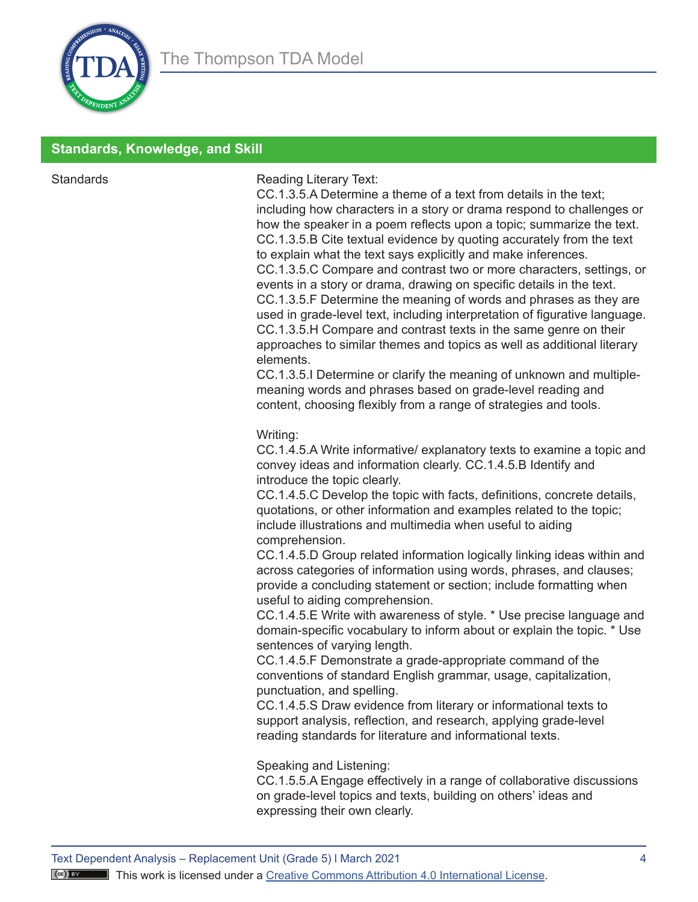## Standards, Knowledge, and Skill

| Standards | |
|---|---|
| Standards | Reading Literary Text:<br>CC.1.3.5.A Determine a theme of a text from details in the text; including how characters in a story or drama respond to challenges or how the speaker in a poem reflects upon a topic; summarize the text.<br>CC.1.3.5.B Cite textual evidence by quoting accurately from the text to explain what the text says explicitly and make inferences.<br>CC.1.3.5.C Compare and contrast two or more characters, settings, or events in a story or drama, drawing on specific details in the text.<br>CC.1.3.5.F Determine the meaning of words and phrases as they are used in grade-level text, including interpretation of figurative language.<br>CC.1.3.5.H Compare and contrast texts in the same genre on their approaches to similar themes and topics as well as additional literary elements.<br>CC.1.3.5.I Determine or clarify the meaning of unknown and multiple-meaning words and phrases based on grade-level reading and content, choosing flexibly from a range of strategies and tools.<br><br>Writing:<br>CC.1.4.5.A Write informative/ explanatory texts to examine a topic and convey ideas and information clearly. CC.1.4.5.B Identify and introduce the topic clearly.<br>CC.1.4.5.C Develop the topic with facts, definitions, concrete details, quotations, or other information and examples related to the topic; include illustrations and multimedia when useful to aiding comprehension.<br>CC.1.4.5.D Group related information logically linking ideas within and across categories of information using words, phrases, and clauses; provide a concluding statement or section; include formatting when useful to aiding comprehension.<br>CC.1.4.5.E Write with awareness of style. * Use precise language and domain-specific vocabulary to inform about or explain the topic. * Use sentences of varying length.<br>CC.1.4.5.F Demonstrate a grade-appropriate command of the conventions of standard English grammar, usage, capitalization, punctuation, and spelling.<br>CC.1.4.5.S Draw evidence from literary or informational texts to support analysis, reflection, and research, applying grade-level reading standards for literature and informational texts.<br><br>Speaking and Listening:<br>CC.1.5.5.A Engage effectively in a range of collaborative discussions on grade-level topics and texts, building on others' ideas and expressing their own clearly. |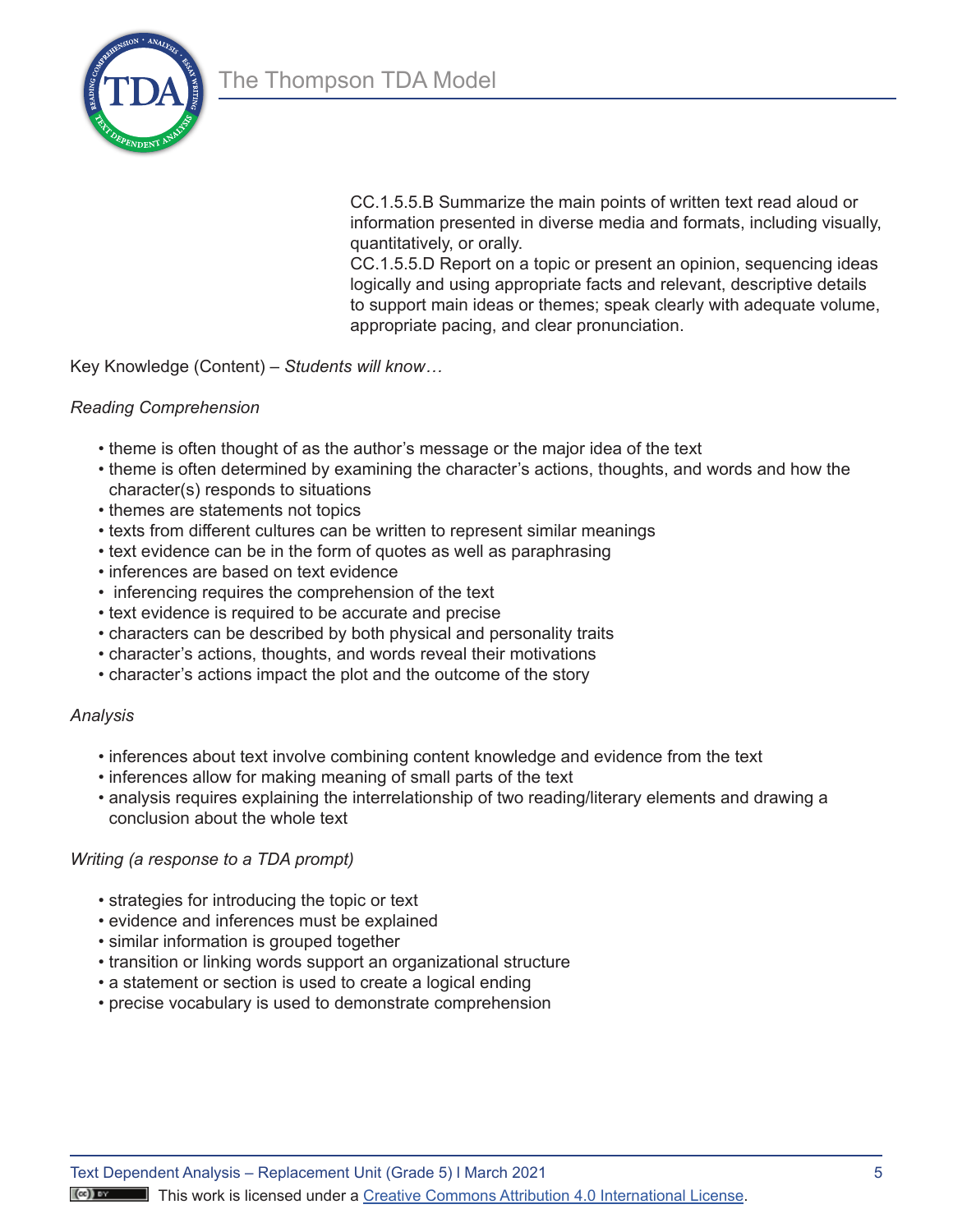CC.1.5.5.B Summarize the main points of written text read aloud or information presented in diverse media and formats, including visually, quantitatively, or orally.
CC.1.5.5.D Report on a topic or present an opinion, sequencing ideas logically and using appropriate facts and relevant, descriptive details to support main ideas or themes; speak clearly with adequate volume, appropriate pacing, and clear pronunciation.

Key Knowledge (Content) – *Students will know…*

*Reading Comprehension*

- theme is often thought of as the author's message or the major idea of the text
- theme is often determined by examining the character's actions, thoughts, and words and how the character(s) responds to situations
- themes are statements not topics
- texts from different cultures can be written to represent similar meanings
- text evidence can be in the form of quotes as well as paraphrasing
- inferences are based on text evidence
- inferencing requires the comprehension of the text
- text evidence is required to be accurate and precise
- characters can be described by both physical and personality traits
- character's actions, thoughts, and words reveal their motivations
- character's actions impact the plot and the outcome of the story

*Analysis*

- inferences about text involve combining content knowledge and evidence from the text
- inferences allow for making meaning of small parts of the text
- analysis requires explaining the interrelationship of two reading/literary elements and drawing a conclusion about the whole text

*Writing (a response to a TDA prompt)*

- strategies for introducing the topic or text
- evidence and inferences must be explained
- similar information is grouped together
- transition or linking words support an organizational structure
- a statement or section is used to create a logical ending
- precise vocabulary is used to demonstrate comprehension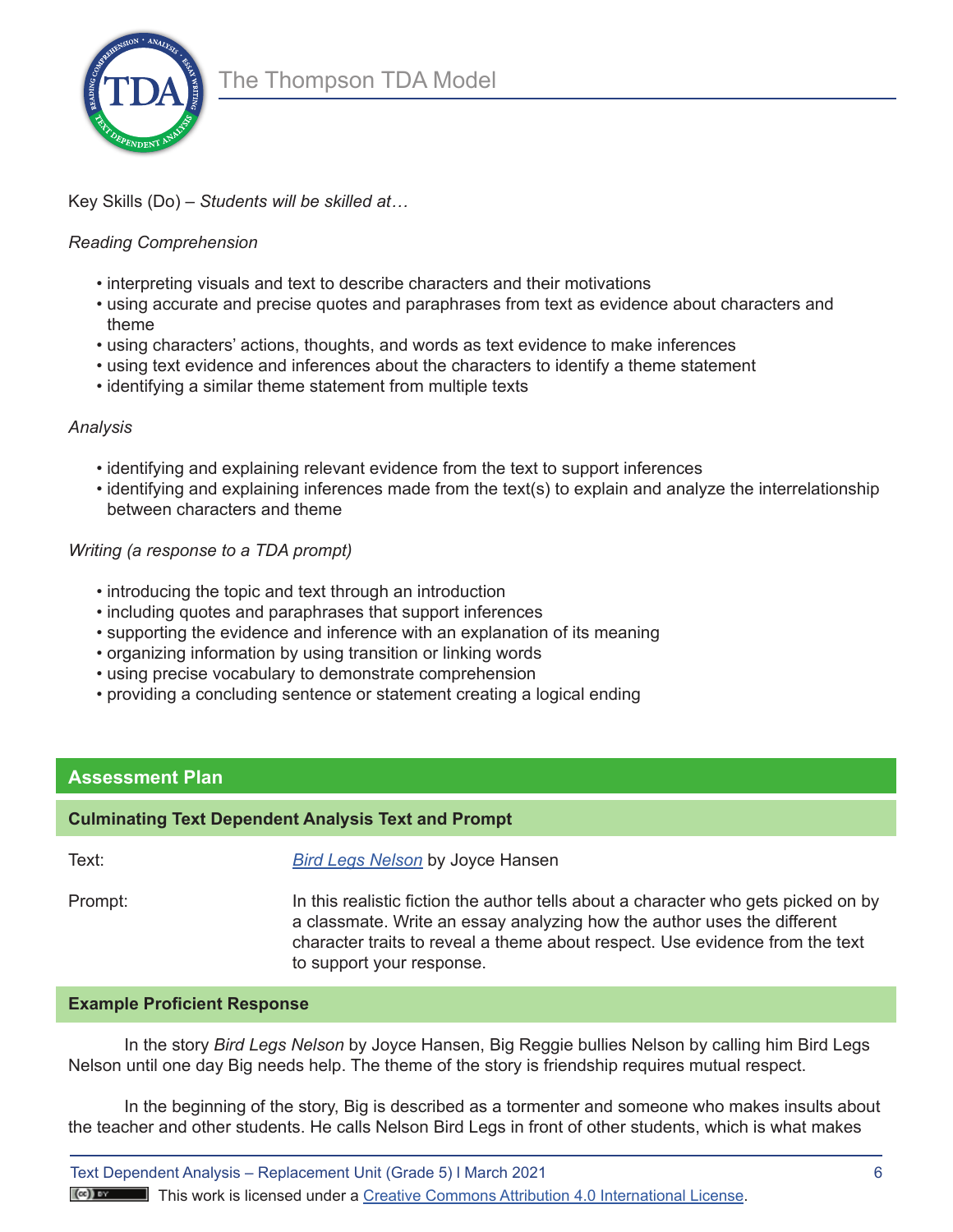Key Skills (Do) – *Students will be skilled at…*

*Reading Comprehension*

- interpreting visuals and text to describe characters and their motivations
- using accurate and precise quotes and paraphrases from text as evidence about characters and theme
- using characters' actions, thoughts, and words as text evidence to make inferences
- using text evidence and inferences about the characters to identify a theme statement
- identifying a similar theme statement from multiple texts

*Analysis*

- identifying and explaining relevant evidence from the text to support inferences
- identifying and explaining inferences made from the text(s) to explain and analyze the interrelationship between characters and theme

*Writing (a response to a TDA prompt)*

- introducing the topic and text through an introduction
- including quotes and paraphrases that support inferences
- supporting the evidence and inference with an explanation of its meaning
- organizing information by using transition or linking words
- using precise vocabulary to demonstrate comprehension
- providing a concluding sentence or statement creating a logical ending

## Assessment Plan

### Culminating Text Dependent Analysis Text and Prompt

| | |
|---|---|
| Text: | *Bird Legs Nelson* by Joyce Hansen |
| Prompt: | In this realistic fiction the author tells about a character who gets picked on by a classmate. Write an essay analyzing how the author uses the different character traits to reveal a theme about respect. Use evidence from the text to support your response. |

### Example Proficient Response

In the story *Bird Legs Nelson* by Joyce Hansen, Big Reggie bullies Nelson by calling him Bird Legs Nelson until one day Big needs help. The theme of the story is friendship requires mutual respect.

In the beginning of the story, Big is described as a tormenter and someone who makes insults about the teacher and other students. He calls Nelson Bird Legs in front of other students, which is what makes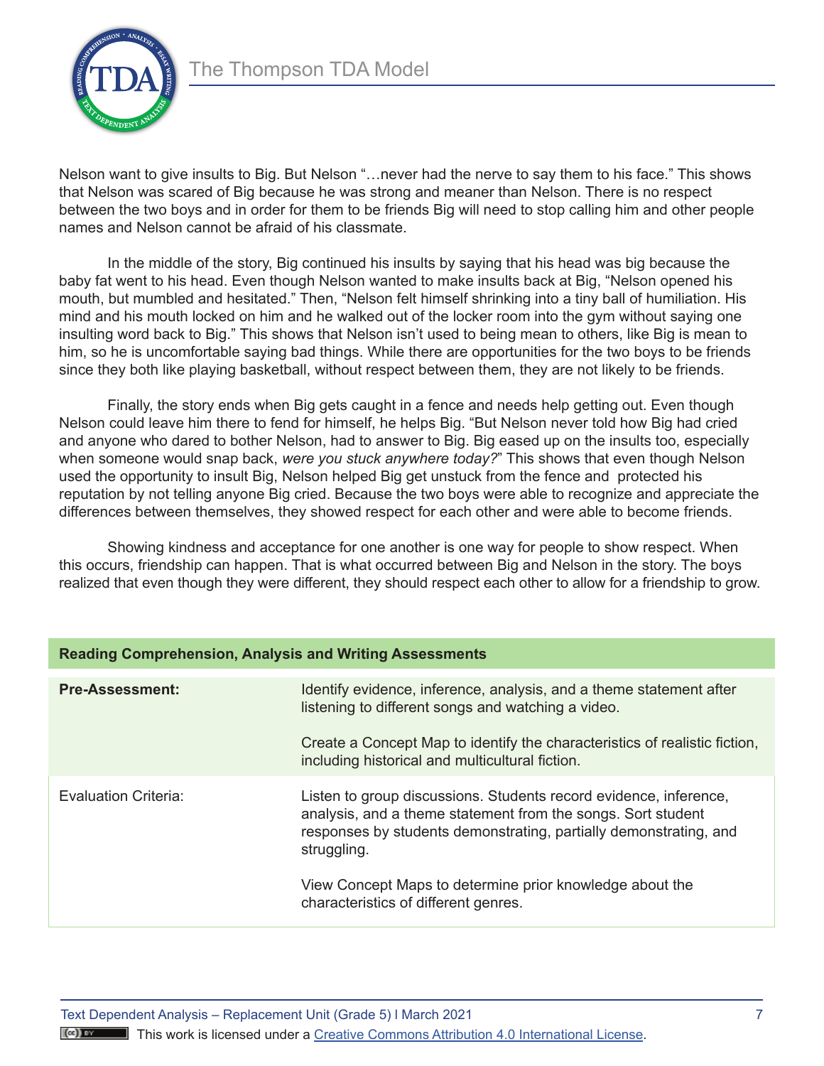Nelson want to give insults to Big. But Nelson "…never had the nerve to say them to his face." This shows that Nelson was scared of Big because he was strong and meaner than Nelson. There is no respect between the two boys and in order for them to be friends Big will need to stop calling him and other people names and Nelson cannot be afraid of his classmate.

In the middle of the story, Big continued his insults by saying that his head was big because the baby fat went to his head. Even though Nelson wanted to make insults back at Big, "Nelson opened his mouth, but mumbled and hesitated." Then, "Nelson felt himself shrinking into a tiny ball of humiliation. His mind and his mouth locked on him and he walked out of the locker room into the gym without saying one insulting word back to Big." This shows that Nelson isn't used to being mean to others, like Big is mean to him, so he is uncomfortable saying bad things. While there are opportunities for the two boys to be friends since they both like playing basketball, without respect between them, they are not likely to be friends.

Finally, the story ends when Big gets caught in a fence and needs help getting out. Even though Nelson could leave him there to fend for himself, he helps Big. "But Nelson never told how Big had cried and anyone who dared to bother Nelson, had to answer to Big. Big eased up on the insults too, especially when someone would snap back, *were you stuck anywhere today?*" This shows that even though Nelson used the opportunity to insult Big, Nelson helped Big get unstuck from the fence and protected his reputation by not telling anyone Big cried. Because the two boys were able to recognize and appreciate the differences between themselves, they showed respect for each other and were able to become friends.

Showing kindness and acceptance for one another is one way for people to show respect. When this occurs, friendship can happen. That is what occurred between Big and Nelson in the story. The boys realized that even though they were different, they should respect each other to allow for a friendship to grow.

| **Reading Comprehension, Analysis and Writing Assessments** | |
|---|---|
| **Pre-Assessment:** | Identify evidence, inference, analysis, and a theme statement after listening to different songs and watching a video.<br><br>Create a Concept Map to identify the characteristics of realistic fiction, including historical and multicultural fiction. |
| Evaluation Criteria: | Listen to group discussions. Students record evidence, inference, analysis, and a theme statement from the songs. Sort student responses by students demonstrating, partially demonstrating, and struggling.<br><br>View Concept Maps to determine prior knowledge about the characteristics of different genres. |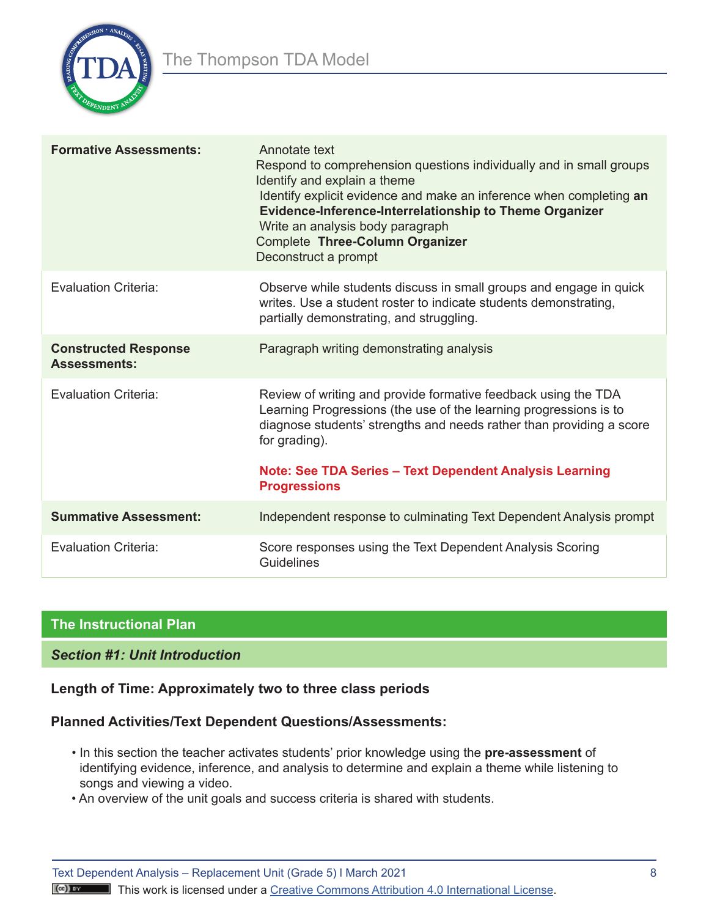| | |
|---|---|
| **Formative Assessments:** | Annotate text<br>Respond to comprehension questions individually and in small groups<br>Identify and explain a theme<br>Identify explicit evidence and make an inference when completing **an Evidence-Inference-Interrelationship to Theme Organizer**<br>Write an analysis body paragraph<br>Complete **Three-Column Organizer**<br>Deconstruct a prompt |
| Evaluation Criteria: | Observe while students discuss in small groups and engage in quick writes. Use a student roster to indicate students demonstrating, partially demonstrating, and struggling. |
| **Constructed Response Assessments:** | Paragraph writing demonstrating analysis |
| Evaluation Criteria: | Review of writing and provide formative feedback using the TDA Learning Progressions (the use of the learning progressions is to diagnose students' strengths and needs rather than providing a score for grading).<br><br>**Note: See TDA Series – Text Dependent Analysis Learning Progressions** |
| **Summative Assessment:** | Independent response to culminating Text Dependent Analysis prompt |
| Evaluation Criteria: | Score responses using the Text Dependent Analysis Scoring Guidelines |

## The Instructional Plan

### *Section #1: Unit Introduction*

**Length of Time: Approximately two to three class periods**

**Planned Activities/Text Dependent Questions/Assessments:**

- In this section the teacher activates students' prior knowledge using the **pre-assessment** of identifying evidence, inference, and analysis to determine and explain a theme while listening to songs and viewing a video.
- An overview of the unit goals and success criteria is shared with students.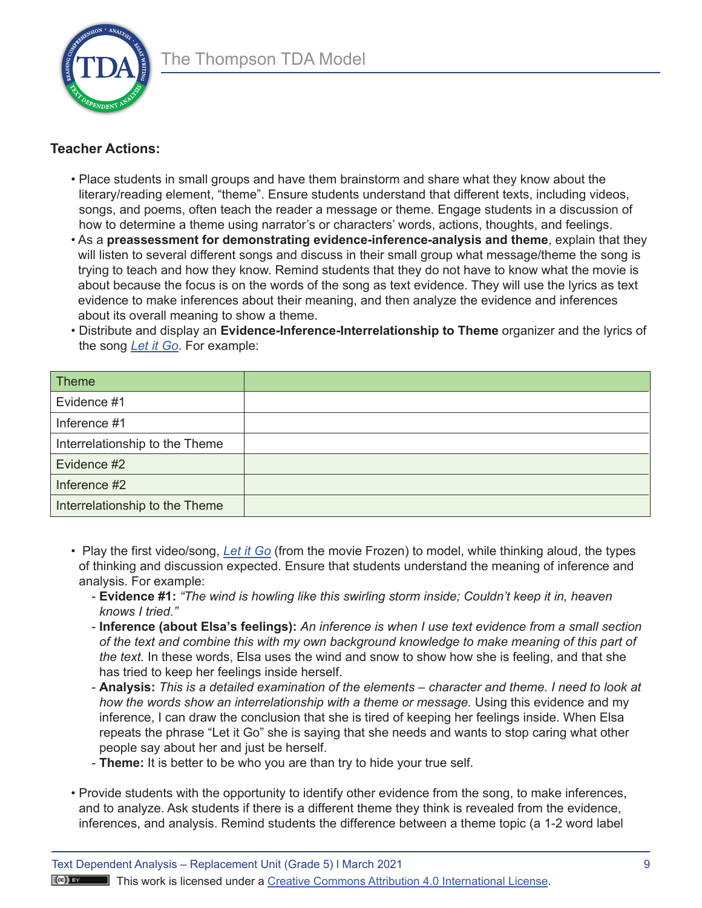**Teacher Actions:**

- Place students in small groups and have them brainstorm and share what they know about the literary/reading element, "theme". Ensure students understand that different texts, including videos, songs, and poems, often teach the reader a message or theme. Engage students in a discussion of how to determine a theme using narrator's or characters' words, actions, thoughts, and feelings.
- As a **preassessment for demonstrating evidence-inference-analysis and theme**, explain that they will listen to several different songs and discuss in their small group what message/theme the song is trying to teach and how they know. Remind students that they do not have to know what the movie is about because the focus is on the words of the song as text evidence. They will use the lyrics as text evidence to make inferences about their meaning, and then analyze the evidence and inferences about its overall meaning to show a theme.
- Distribute and display an **Evidence-Inference-Interrelationship to Theme** organizer and the lyrics of the song *Let it Go*. For example:

| Theme | |
|---|---|
| Evidence #1 | |
| Inference #1 | |
| Interrelationship to the Theme | |
| Evidence #2 | |
| Inference #2 | |
| Interrelationship to the Theme | |

- Play the first video/song, *Let it Go* (from the movie Frozen) to model, while thinking aloud, the types of thinking and discussion expected. Ensure that students understand the meaning of inference and analysis. For example:
  - **Evidence #1:** *"The wind is howling like this swirling storm inside; Couldn't keep it in, heaven knows I tried."*
  - **Inference (about Elsa's feelings):** *An inference is when I use text evidence from a small section of the text and combine this with my own background knowledge to make meaning of this part of the text.* In these words, Elsa uses the wind and snow to show how she is feeling, and that she has tried to keep her feelings inside herself.
  - **Analysis:** *This is a detailed examination of the elements – character and theme. I need to look at how the words show an interrelationship with a theme or message.* Using this evidence and my inference, I can draw the conclusion that she is tired of keeping her feelings inside. When Elsa repeats the phrase "Let it Go" she is saying that she needs and wants to stop caring what other people say about her and just be herself.
  - **Theme:** It is better to be who you are than try to hide your true self.

- Provide students with the opportunity to identify other evidence from the song, to make inferences, and to analyze. Ask students if there is a different theme they think is revealed from the evidence, inferences, and analysis. Remind students the difference between a theme topic (a 1-2 word label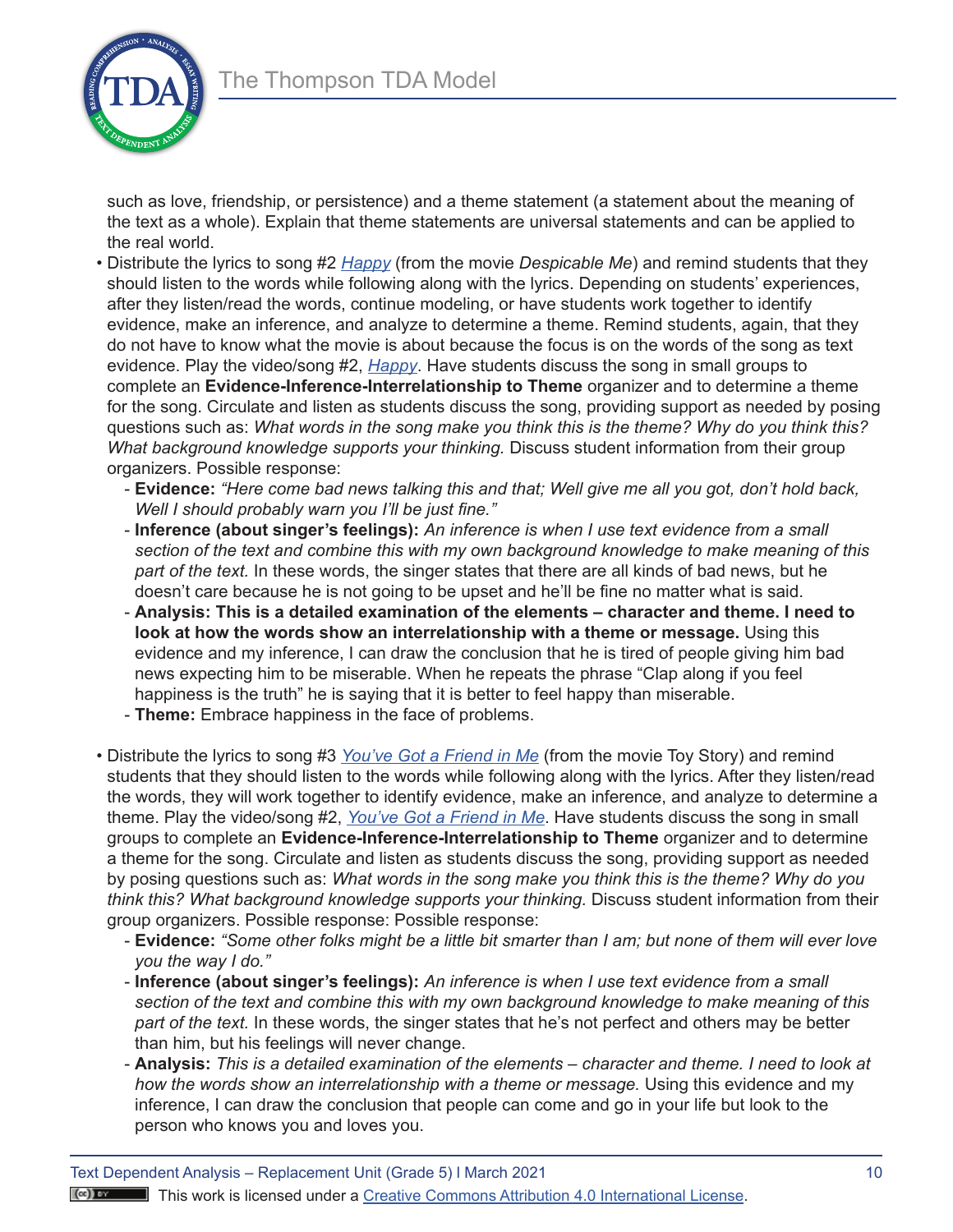such as love, friendship, or persistence) and a theme statement (a statement about the meaning of the text as a whole). Explain that theme statements are universal statements and can be applied to the real world.

- Distribute the lyrics to song #2 [Happy](#) (from the movie *Despicable Me*) and remind students that they should listen to the words while following along with the lyrics. Depending on students' experiences, after they listen/read the words, continue modeling, or have students work together to identify evidence, make an inference, and analyze to determine a theme. Remind students, again, that they do not have to know what the movie is about because the focus is on the words of the song as text evidence. Play the video/song #2, [Happy](#). Have students discuss the song in small groups to complete an **Evidence-Inference-Interrelationship to Theme** organizer and to determine a theme for the song. Circulate and listen as students discuss the song, providing support as needed by posing questions such as: *What words in the song make you think this is the theme? Why do you think this? What background knowledge supports your thinking.* Discuss student information from their group organizers. Possible response:
  - **Evidence:** *"Here come bad news talking this and that; Well give me all you got, don't hold back, Well I should probably warn you I'll be just fine."*
  - **Inference (about singer's feelings):** *An inference is when I use text evidence from a small section of the text and combine this with my own background knowledge to make meaning of this part of the text.* In these words, the singer states that there are all kinds of bad news, but he doesn't care because he is not going to be upset and he'll be fine no matter what is said.
  - **Analysis: This is a detailed examination of the elements – character and theme. I need to look at how the words show an interrelationship with a theme or message.** Using this evidence and my inference, I can draw the conclusion that he is tired of people giving him bad news expecting him to be miserable. When he repeats the phrase "Clap along if you feel happiness is the truth" he is saying that it is better to feel happy than miserable.
  - **Theme:** Embrace happiness in the face of problems.

- Distribute the lyrics to song #3 [You've Got a Friend in Me](#) (from the movie Toy Story) and remind students that they should listen to the words while following along with the lyrics. After they listen/read the words, they will work together to identify evidence, make an inference, and analyze to determine a theme. Play the video/song #2, [You've Got a Friend in Me](#). Have students discuss the song in small groups to complete an **Evidence-Inference-Interrelationship to Theme** organizer and to determine a theme for the song. Circulate and listen as students discuss the song, providing support as needed by posing questions such as: *What words in the song make you think this is the theme? Why do you think this? What background knowledge supports your thinking.* Discuss student information from their group organizers. Possible response: Possible response:
  - **Evidence:** *"Some other folks might be a little bit smarter than I am; but none of them will ever love you the way I do."*
  - **Inference (about singer's feelings):** *An inference is when I use text evidence from a small section of the text and combine this with my own background knowledge to make meaning of this part of the text.* In these words, the singer states that he's not perfect and others may be better than him, but his feelings will never change.
  - **Analysis:** *This is a detailed examination of the elements – character and theme. I need to look at how the words show an interrelationship with a theme or message.* Using this evidence and my inference, I can draw the conclusion that people can come and go in your life but look to the person who knows you and loves you.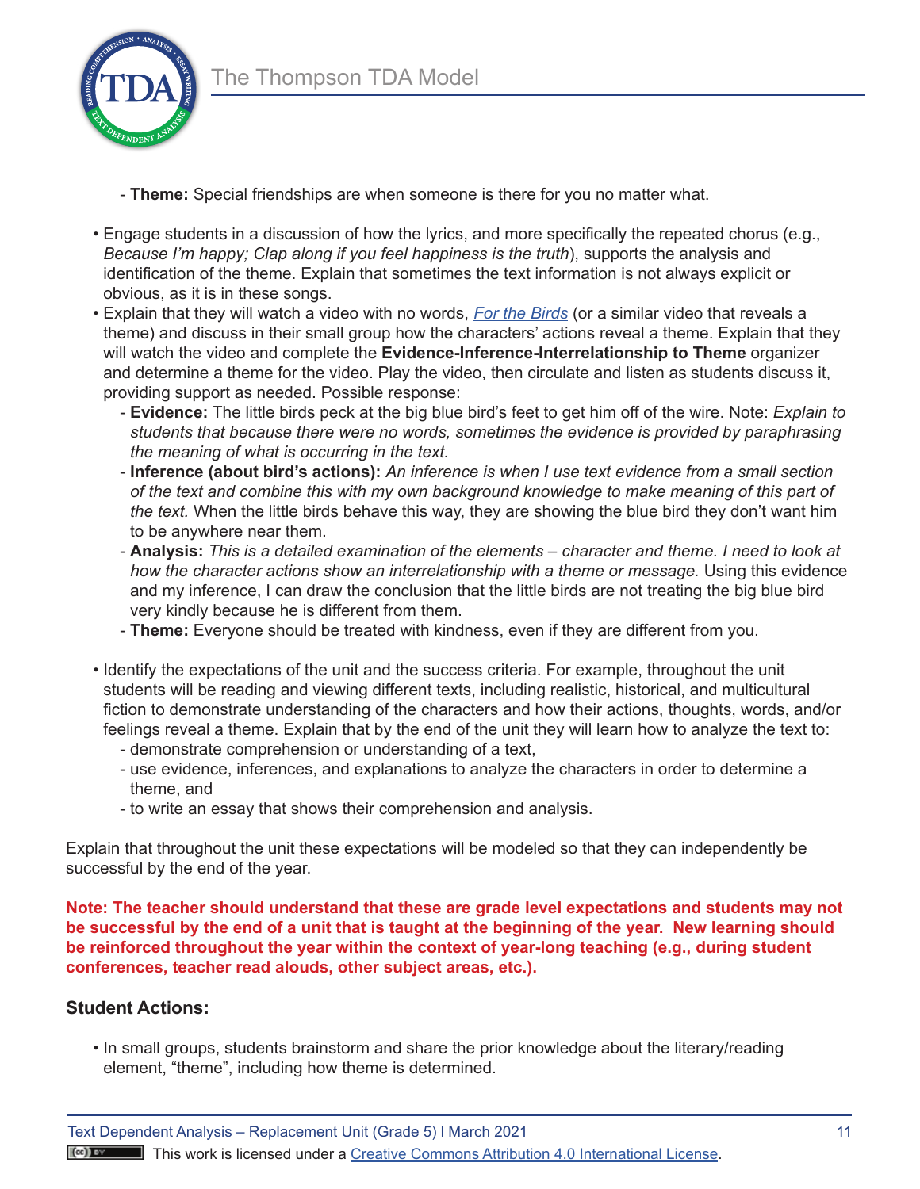- **Theme:** Special friendships are when someone is there for you no matter what.

- Engage students in a discussion of how the lyrics, and more specifically the repeated chorus (e.g., *Because I'm happy; Clap along if you feel happiness is the truth*), supports the analysis and identification of the theme. Explain that sometimes the text information is not always explicit or obvious, as it is in these songs.
- Explain that they will watch a video with no words, *[For the Birds](#)* (or a similar video that reveals a theme) and discuss in their small group how the characters' actions reveal a theme. Explain that they will watch the video and complete the **Evidence-Inference-Interrelationship to Theme** organizer and determine a theme for the video. Play the video, then circulate and listen as students discuss it, providing support as needed. Possible response:
  - **Evidence:** The little birds peck at the big blue bird's feet to get him off of the wire. Note: *Explain to students that because there were no words, sometimes the evidence is provided by paraphrasing the meaning of what is occurring in the text.*
  - **Inference (about bird's actions):** *An inference is when I use text evidence from a small section of the text and combine this with my own background knowledge to make meaning of this part of the text.* When the little birds behave this way, they are showing the blue bird they don't want him to be anywhere near them.
  - **Analysis:** *This is a detailed examination of the elements – character and theme. I need to look at how the character actions show an interrelationship with a theme or message.* Using this evidence and my inference, I can draw the conclusion that the little birds are not treating the big blue bird very kindly because he is different from them.
  - **Theme:** Everyone should be treated with kindness, even if they are different from you.

- Identify the expectations of the unit and the success criteria. For example, throughout the unit students will be reading and viewing different texts, including realistic, historical, and multicultural fiction to demonstrate understanding of the characters and how their actions, thoughts, words, and/or feelings reveal a theme. Explain that by the end of the unit they will learn how to analyze the text to:
  - demonstrate comprehension or understanding of a text,
  - use evidence, inferences, and explanations to analyze the characters in order to determine a theme, and
  - to write an essay that shows their comprehension and analysis.

Explain that throughout the unit these expectations will be modeled so that they can independently be successful by the end of the year.

**Note: The teacher should understand that these are grade level expectations and students may not be successful by the end of a unit that is taught at the beginning of the year. New learning should be reinforced throughout the year within the context of year-long teaching (e.g., during student conferences, teacher read alouds, other subject areas, etc.).**

### Student Actions:

- In small groups, students brainstorm and share the prior knowledge about the literary/reading element, "theme", including how theme is determined.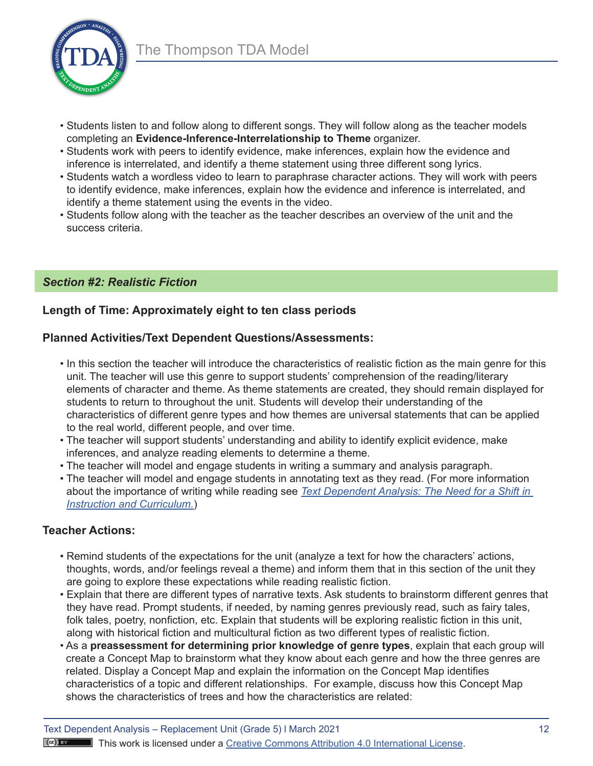- Students listen to and follow along to different songs. They will follow along as the teacher models completing an **Evidence-Inference-Interrelationship to Theme** organizer.
- Students work with peers to identify evidence, make inferences, explain how the evidence and inference is interrelated, and identify a theme statement using three different song lyrics.
- Students watch a wordless video to learn to paraphrase character actions. They will work with peers to identify evidence, make inferences, explain how the evidence and inference is interrelated, and identify a theme statement using the events in the video.
- Students follow along with the teacher as the teacher describes an overview of the unit and the success criteria.

## *Section #2: Realistic Fiction*

### Length of Time: Approximately eight to ten class periods

### Planned Activities/Text Dependent Questions/Assessments:

- In this section the teacher will introduce the characteristics of realistic fiction as the main genre for this unit. The teacher will use this genre to support students' comprehension of the reading/literary elements of character and theme. As theme statements are created, they should remain displayed for students to return to throughout the unit. Students will develop their understanding of the characteristics of different genre types and how themes are universal statements that can be applied to the real world, different people, and over time.
- The teacher will support students' understanding and ability to identify explicit evidence, make inferences, and analyze reading elements to determine a theme.
- The teacher will model and engage students in writing a summary and analysis paragraph.
- The teacher will model and engage students in annotating text as they read. (For more information about the importance of writing while reading see *Text Dependent Analysis: The Need for a Shift in Instruction and Curriculum.*)

### Teacher Actions:

- Remind students of the expectations for the unit (analyze a text for how the characters' actions, thoughts, words, and/or feelings reveal a theme) and inform them that in this section of the unit they are going to explore these expectations while reading realistic fiction.
- Explain that there are different types of narrative texts. Ask students to brainstorm different genres that they have read. Prompt students, if needed, by naming genres previously read, such as fairy tales, folk tales, poetry, nonfiction, etc. Explain that students will be exploring realistic fiction in this unit, along with historical fiction and multicultural fiction as two different types of realistic fiction.
- As a **preassessment for determining prior knowledge of genre types**, explain that each group will create a Concept Map to brainstorm what they know about each genre and how the three genres are related. Display a Concept Map and explain the information on the Concept Map identifies characteristics of a topic and different relationships. For example, discuss how this Concept Map shows the characteristics of trees and how the characteristics are related: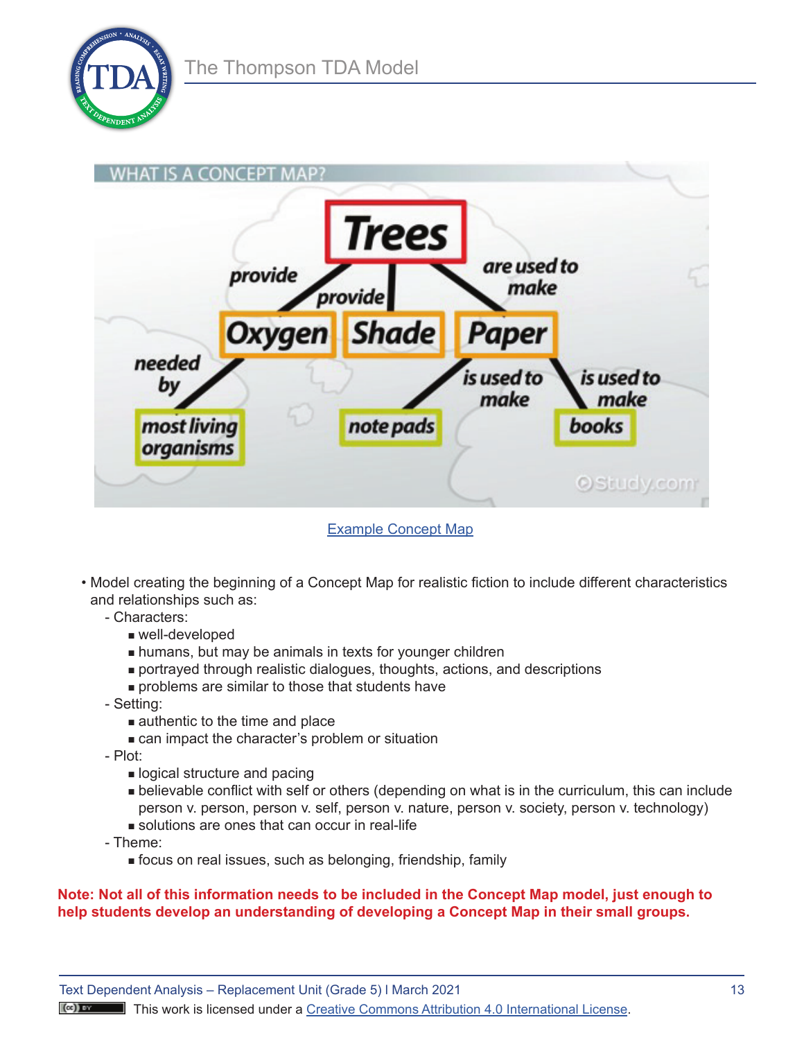Example Concept Map

- Model creating the beginning of a Concept Map for realistic fiction to include different characteristics and relationships such as:
  - Characters:
    - well-developed
    - humans, but may be animals in texts for younger children
    - portrayed through realistic dialogues, thoughts, actions, and descriptions
    - problems are similar to those that students have
  - Setting:
    - authentic to the time and place
    - can impact the character's problem or situation
  - Plot:
    - logical structure and pacing
    - believable conflict with self or others (depending on what is in the curriculum, this can include person v. person, person v. self, person v. nature, person v. society, person v. technology)
    - solutions are ones that can occur in real-life
  - Theme:
    - focus on real issues, such as belonging, friendship, family

**Note: Not all of this information needs to be included in the Concept Map model, just enough to help students develop an understanding of developing a Concept Map in their small groups.**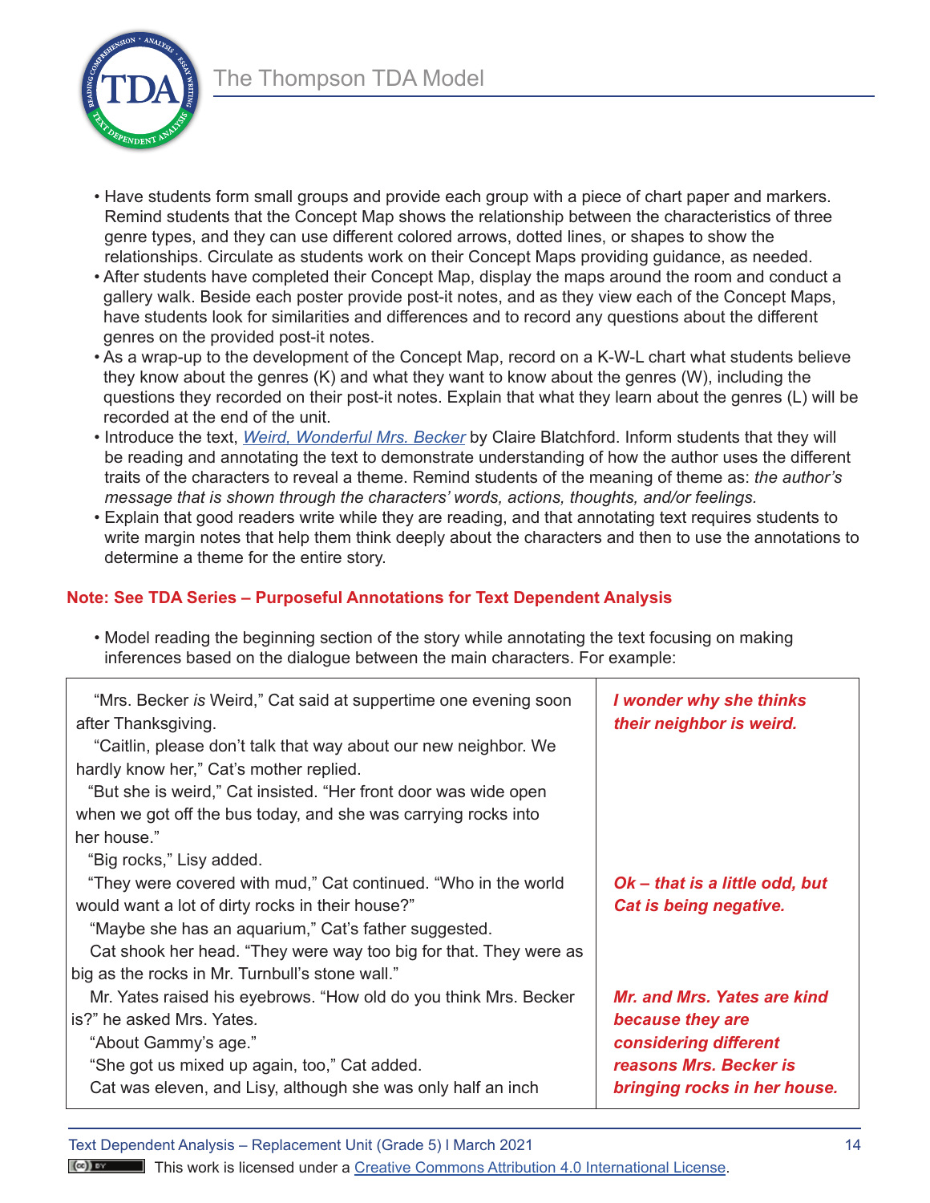- Have students form small groups and provide each group with a piece of chart paper and markers. Remind students that the Concept Map shows the relationship between the characteristics of three genre types, and they can use different colored arrows, dotted lines, or shapes to show the relationships. Circulate as students work on their Concept Maps providing guidance, as needed.
- After students have completed their Concept Map, display the maps around the room and conduct a gallery walk. Beside each poster provide post-it notes, and as they view each of the Concept Maps, have students look for similarities and differences and to record any questions about the different genres on the provided post-it notes.
- As a wrap-up to the development of the Concept Map, record on a K-W-L chart what students believe they know about the genres (K) and what they want to know about the genres (W), including the questions they recorded on their post-it notes. Explain that what they learn about the genres (L) will be recorded at the end of the unit.
- Introduce the text, *Weird, Wonderful Mrs. Becker* by Claire Blatchford. Inform students that they will be reading and annotating the text to demonstrate understanding of how the author uses the different traits of the characters to reveal a theme. Remind students of the meaning of theme as: *the author's message that is shown through the characters' words, actions, thoughts, and/or feelings.*
- Explain that good readers write while they are reading, and that annotating text requires students to write margin notes that help them think deeply about the characters and then to use the annotations to determine a theme for the entire story.

**Note: See TDA Series – Purposeful Annotations for Text Dependent Analysis**

- Model reading the beginning section of the story while annotating the text focusing on making inferences based on the dialogue between the main characters. For example:

| | |
|---|---|
| "Mrs. Becker *is* Weird," Cat said at suppertime one evening soon after Thanksgiving.<br>"Caitlin, please don't talk that way about our new neighbor. We hardly know her," Cat's mother replied.<br>"But she is weird," Cat insisted. "Her front door was wide open when we got off the bus today, and she was carrying rocks into her house." | ***I wonder why she thinks their neighbor is weird.*** |
| "Big rocks," Lisy added.<br>"They were covered with mud," Cat continued. "Who in the world would want a lot of dirty rocks in their house?"<br>"Maybe she has an aquarium," Cat's father suggested.<br>Cat shook her head. "They were way too big for that. They were as big as the rocks in Mr. Turnbull's stone wall." | ***Ok – that is a little odd, but Cat is being negative.*** |
| Mr. Yates raised his eyebrows. "How old do you think Mrs. Becker is?" he asked Mrs. Yates.<br>"About Gammy's age."<br>"She got us mixed up again, too," Cat added.<br>Cat was eleven, and Lisy, although she was only half an inch | ***Mr. and Mrs. Yates are kind because they are considering different reasons Mrs. Becker is bringing rocks in her house.*** |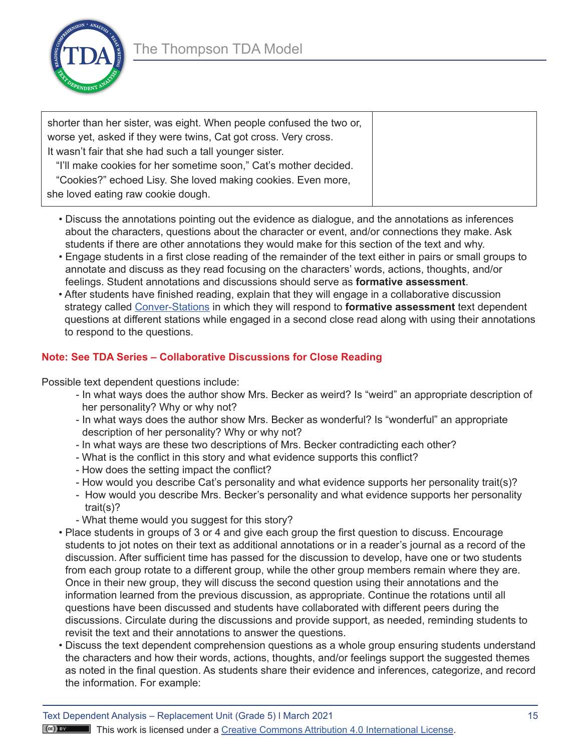| | |
|---|---|
| shorter than her sister, was eight. When people confused the two or, worse yet, asked if they were twins, Cat got cross. Very cross. It wasn't fair that she had such a tall younger sister.<br>"I'll make cookies for her sometime soon," Cat's mother decided.<br>"Cookies?" echoed Lisy. She loved making cookies. Even more, she loved eating raw cookie dough. | |

- Discuss the annotations pointing out the evidence as dialogue, and the annotations as inferences about the characters, questions about the character or event, and/or connections they make. Ask students if there are other annotations they would make for this section of the text and why.
- Engage students in a first close reading of the remainder of the text either in pairs or small groups to annotate and discuss as they read focusing on the characters' words, actions, thoughts, and/or feelings. Student annotations and discussions should serve as **formative assessment**.
- After students have finished reading, explain that they will engage in a collaborative discussion strategy called Conver-Stations in which they will respond to **formative assessment** text dependent questions at different stations while engaged in a second close read along with using their annotations to respond to the questions.

**Note: See TDA Series – Collaborative Discussions for Close Reading**

Possible text dependent questions include:

- In what ways does the author show Mrs. Becker as weird? Is "weird" an appropriate description of her personality? Why or why not?
- In what ways does the author show Mrs. Becker as wonderful? Is "wonderful" an appropriate description of her personality? Why or why not?
- In what ways are these two descriptions of Mrs. Becker contradicting each other?
- What is the conflict in this story and what evidence supports this conflict?
- How does the setting impact the conflict?
- How would you describe Cat's personality and what evidence supports her personality trait(s)?
- How would you describe Mrs. Becker's personality and what evidence supports her personality trait(s)?
- What theme would you suggest for this story?

- Place students in groups of 3 or 4 and give each group the first question to discuss. Encourage students to jot notes on their text as additional annotations or in a reader's journal as a record of the discussion. After sufficient time has passed for the discussion to develop, have one or two students from each group rotate to a different group, while the other group members remain where they are. Once in their new group, they will discuss the second question using their annotations and the information learned from the previous discussion, as appropriate. Continue the rotations until all questions have been discussed and students have collaborated with different peers during the discussions. Circulate during the discussions and provide support, as needed, reminding students to revisit the text and their annotations to answer the questions.
- Discuss the text dependent comprehension questions as a whole group ensuring students understand the characters and how their words, actions, thoughts, and/or feelings support the suggested themes as noted in the final question. As students share their evidence and inferences, categorize, and record the information. For example: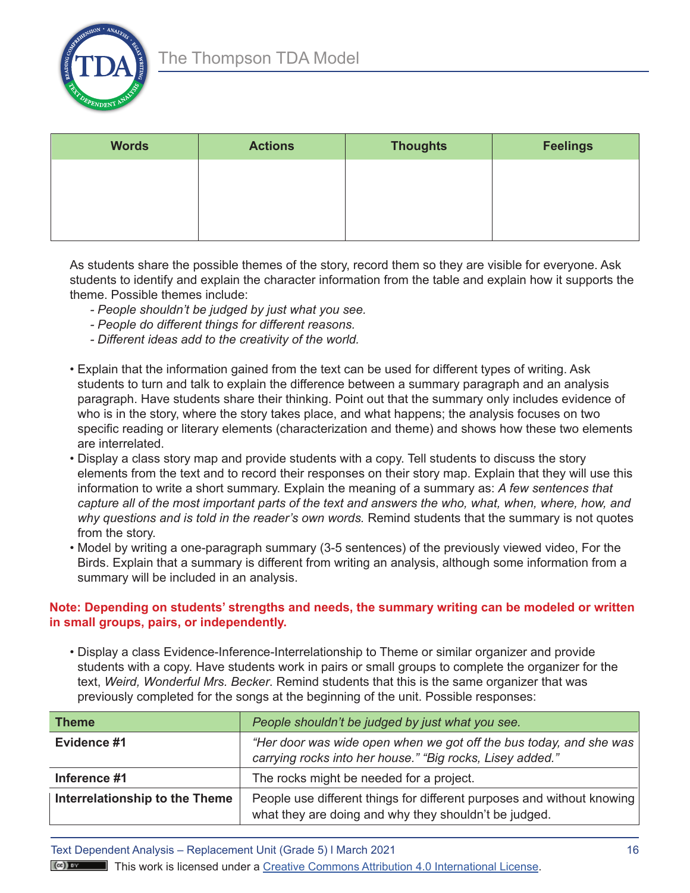| Words | Actions | Thoughts | Feelings |
| --- | --- | --- | --- |
| | | | |

As students share the possible themes of the story, record them so they are visible for everyone. Ask students to identify and explain the character information from the table and explain how it supports the theme. Possible themes include:

- *People shouldn't be judged by just what you see.*
- *People do different things for different reasons.*
- *Different ideas add to the creativity of the world.*

- Explain that the information gained from the text can be used for different types of writing. Ask students to turn and talk to explain the difference between a summary paragraph and an analysis paragraph. Have students share their thinking. Point out that the summary only includes evidence of who is in the story, where the story takes place, and what happens; the analysis focuses on two specific reading or literary elements (characterization and theme) and shows how these two elements are interrelated.
- Display a class story map and provide students with a copy. Tell students to discuss the story elements from the text and to record their responses on their story map. Explain that they will use this information to write a short summary. Explain the meaning of a summary as: *A few sentences that capture all of the most important parts of the text and answers the who, what, when, where, how, and why questions and is told in the reader's own words.* Remind students that the summary is not quotes from the story.
- Model by writing a one-paragraph summary (3-5 sentences) of the previously viewed video, For the Birds. Explain that a summary is different from writing an analysis, although some information from a summary will be included in an analysis.

**Note: Depending on students' strengths and needs, the summary writing can be modeled or written in small groups, pairs, or independently.**

- Display a class Evidence-Inference-Interrelationship to Theme or similar organizer and provide students with a copy. Have students work in pairs or small groups to complete the organizer for the text, *Weird, Wonderful Mrs. Becker*. Remind students that this is the same organizer that was previously completed for the songs at the beginning of the unit. Possible responses:

| **Theme** | *People shouldn't be judged by just what you see.* |
| --- | --- |
| **Evidence #1** | *"Her door was wide open when we got off the bus today, and she was carrying rocks into her house." "Big rocks, Lisey added."* |
| **Inference #1** | The rocks might be needed for a project. |
| **Interrelationship to the Theme** | People use different things for different purposes and without knowing what they are doing and why they shouldn't be judged. |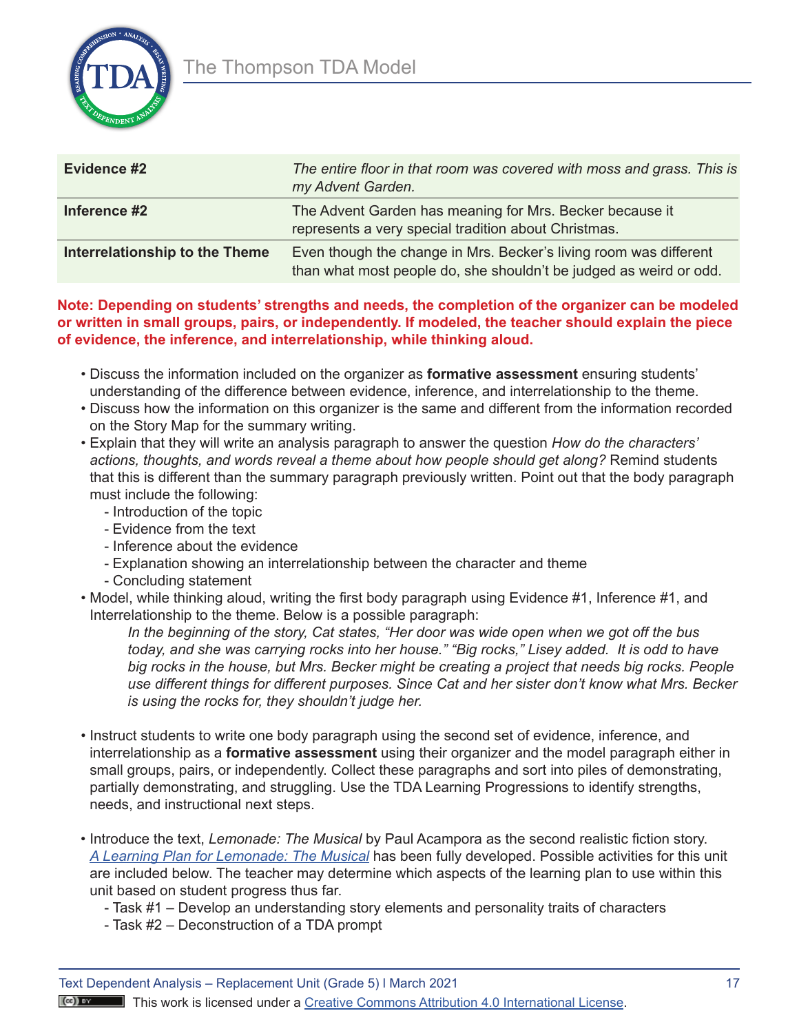| Evidence #2 | *The entire floor in that room was covered with moss and grass. This is my Advent Garden.* |
|---|---|
| **Inference #2** | The Advent Garden has meaning for Mrs. Becker because it represents a very special tradition about Christmas. |
| **Interrelationship to the Theme** | Even though the change in Mrs. Becker's living room was different than what most people do, she shouldn't be judged as weird or odd. |

**Note: Depending on students' strengths and needs, the completion of the organizer can be modeled or written in small groups, pairs, or independently. If modeled, the teacher should explain the piece of evidence, the inference, and interrelationship, while thinking aloud.**

- Discuss the information included on the organizer as **formative assessment** ensuring students' understanding of the difference between evidence, inference, and interrelationship to the theme.
- Discuss how the information on this organizer is the same and different from the information recorded on the Story Map for the summary writing.
- Explain that they will write an analysis paragraph to answer the question *How do the characters' actions, thoughts, and words reveal a theme about how people should get along?* Remind students that this is different than the summary paragraph previously written. Point out that the body paragraph must include the following:
  - Introduction of the topic
  - Evidence from the text
  - Inference about the evidence
  - Explanation showing an interrelationship between the character and theme
  - Concluding statement
- Model, while thinking aloud, writing the first body paragraph using Evidence #1, Inference #1, and Interrelationship to the theme. Below is a possible paragraph:

  *In the beginning of the story, Cat states, "Her door was wide open when we got off the bus today, and she was carrying rocks into her house." "Big rocks," Lisey added. It is odd to have big rocks in the house, but Mrs. Becker might be creating a project that needs big rocks. People use different things for different purposes. Since Cat and her sister don't know what Mrs. Becker is using the rocks for, they shouldn't judge her.*

- Instruct students to write one body paragraph using the second set of evidence, inference, and interrelationship as a **formative assessment** using their organizer and the model paragraph either in small groups, pairs, or independently. Collect these paragraphs and sort into piles of demonstrating, partially demonstrating, and struggling. Use the TDA Learning Progressions to identify strengths, needs, and instructional next steps.

- Introduce the text, *Lemonade: The Musical* by Paul Acampora as the second realistic fiction story. [*A Learning Plan for Lemonade: The Musical*]() has been fully developed. Possible activities for this unit are included below. The teacher may determine which aspects of the learning plan to use within this unit based on student progress thus far.
  - Task #1 – Develop an understanding story elements and personality traits of characters
  - Task #2 – Deconstruction of a TDA prompt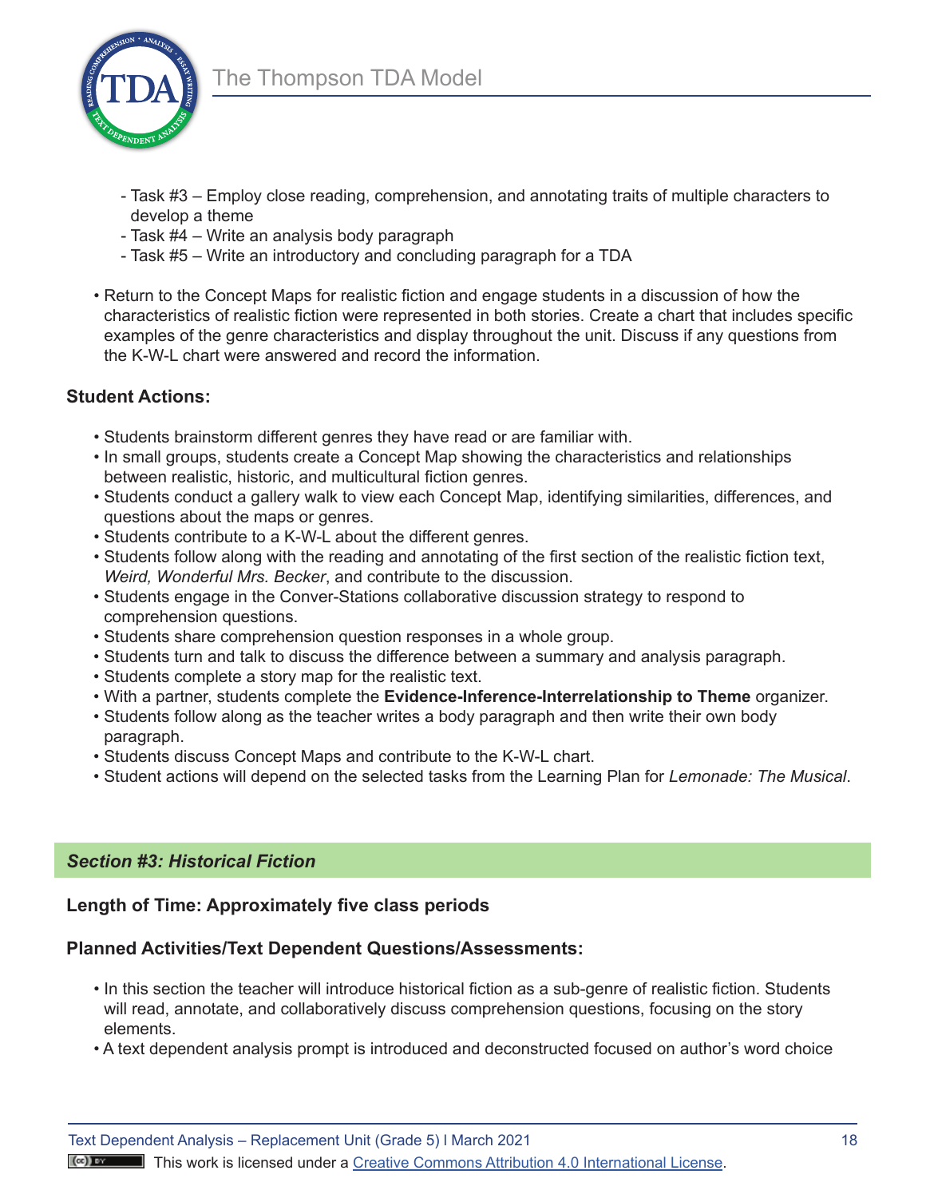- Task #3 – Employ close reading, comprehension, and annotating traits of multiple characters to develop a theme
- Task #4 – Write an analysis body paragraph
- Task #5 – Write an introductory and concluding paragraph for a TDA

- Return to the Concept Maps for realistic fiction and engage students in a discussion of how the characteristics of realistic fiction were represented in both stories. Create a chart that includes specific examples of the genre characteristics and display throughout the unit. Discuss if any questions from the K-W-L chart were answered and record the information.

**Student Actions:**

- Students brainstorm different genres they have read or are familiar with.
- In small groups, students create a Concept Map showing the characteristics and relationships between realistic, historic, and multicultural fiction genres.
- Students conduct a gallery walk to view each Concept Map, identifying similarities, differences, and questions about the maps or genres.
- Students contribute to a K-W-L about the different genres.
- Students follow along with the reading and annotating of the first section of the realistic fiction text, *Weird, Wonderful Mrs. Becker*, and contribute to the discussion.
- Students engage in the Conver-Stations collaborative discussion strategy to respond to comprehension questions.
- Students share comprehension question responses in a whole group.
- Students turn and talk to discuss the difference between a summary and analysis paragraph.
- Students complete a story map for the realistic text.
- With a partner, students complete the **Evidence-Inference-Interrelationship to Theme** organizer.
- Students follow along as the teacher writes a body paragraph and then write their own body paragraph.
- Students discuss Concept Maps and contribute to the K-W-L chart.
- Student actions will depend on the selected tasks from the Learning Plan for *Lemonade: The Musical*.

## *Section #3: Historical Fiction*

**Length of Time: Approximately five class periods**

**Planned Activities/Text Dependent Questions/Assessments:**

- In this section the teacher will introduce historical fiction as a sub-genre of realistic fiction. Students will read, annotate, and collaboratively discuss comprehension questions, focusing on the story elements.
- A text dependent analysis prompt is introduced and deconstructed focused on author's word choice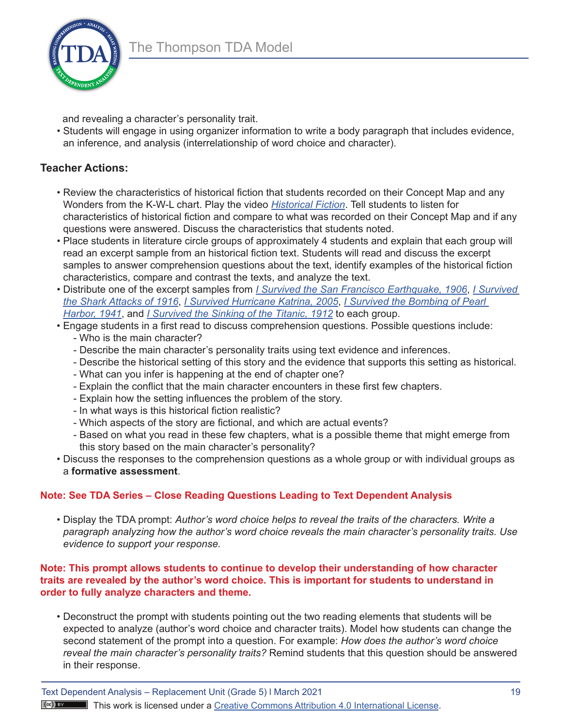and revealing a character's personality trait.

- Students will engage in using organizer information to write a body paragraph that includes evidence, an inference, and analysis (interrelationship of word choice and character).

**Teacher Actions:**

- Review the characteristics of historical fiction that students recorded on their Concept Map and any Wonders from the K-W-L chart. Play the video [*Historical Fiction*](). Tell students to listen for characteristics of historical fiction and compare to what was recorded on their Concept Map and if any questions were answered. Discuss the characteristics that students noted.
- Place students in literature circle groups of approximately 4 students and explain that each group will read an excerpt sample from an historical fiction text. Students will read and discuss the excerpt samples to answer comprehension questions about the text, identify examples of the historical fiction characteristics, compare and contrast the texts, and analyze the text.
- Distribute one of the excerpt samples from [*I Survived the San Francisco Earthquake, 1906*](), [*I Survived the Shark Attacks of 1916*](), [*I Survived Hurricane Katrina, 2005*](), [*I Survived the Bombing of Pearl Harbor, 1941*](), and [*I Survived the Sinking of the Titanic, 1912*]() to each group.
- Engage students in a first read to discuss comprehension questions. Possible questions include:
  - Who is the main character?
  - Describe the main character's personality traits using text evidence and inferences.
  - Describe the historical setting of this story and the evidence that supports this setting as historical.
  - What can you infer is happening at the end of chapter one?
  - Explain the conflict that the main character encounters in these first few chapters.
  - Explain how the setting influences the problem of the story.
  - In what ways is this historical fiction realistic?
  - Which aspects of the story are fictional, and which are actual events?
  - Based on what you read in these few chapters, what is a possible theme that might emerge from this story based on the main character's personality?
- Discuss the responses to the comprehension questions as a whole group or with individual groups as a **formative assessment**.

**Note: See TDA Series – Close Reading Questions Leading to Text Dependent Analysis**

- Display the TDA prompt: *Author's word choice helps to reveal the traits of the characters. Write a paragraph analyzing how the author's word choice reveals the main character's personality traits. Use evidence to support your response.*

**Note: This prompt allows students to continue to develop their understanding of how character traits are revealed by the author's word choice. This is important for students to understand in order to fully analyze characters and theme.**

- Deconstruct the prompt with students pointing out the two reading elements that students will be expected to analyze (author's word choice and character traits). Model how students can change the second statement of the prompt into a question. For example: *How does the author's word choice reveal the main character's personality traits?* Remind students that this question should be answered in their response.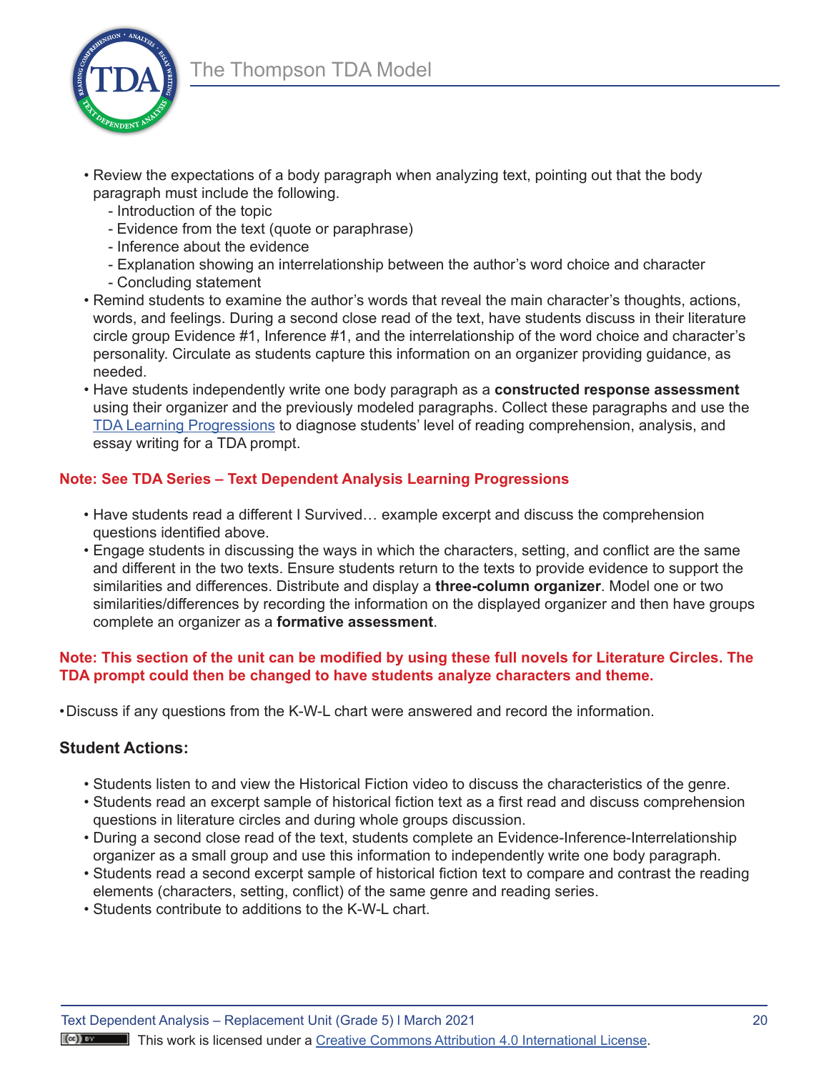- Review the expectations of a body paragraph when analyzing text, pointing out that the body paragraph must include the following.
  - Introduction of the topic
  - Evidence from the text (quote or paraphrase)
  - Inference about the evidence
  - Explanation showing an interrelationship between the author's word choice and character
  - Concluding statement
- Remind students to examine the author's words that reveal the main character's thoughts, actions, words, and feelings. During a second close read of the text, have students discuss in their literature circle group Evidence #1, Inference #1, and the interrelationship of the word choice and character's personality. Circulate as students capture this information on an organizer providing guidance, as needed.
- Have students independently write one body paragraph as a **constructed response assessment** using their organizer and the previously modeled paragraphs. Collect these paragraphs and use the TDA Learning Progressions to diagnose students' level of reading comprehension, analysis, and essay writing for a TDA prompt.

**Note: See TDA Series – Text Dependent Analysis Learning Progressions**

- Have students read a different I Survived… example excerpt and discuss the comprehension questions identified above.
- Engage students in discussing the ways in which the characters, setting, and conflict are the same and different in the two texts. Ensure students return to the texts to provide evidence to support the similarities and differences. Distribute and display a **three-column organizer**. Model one or two similarities/differences by recording the information on the displayed organizer and then have groups complete an organizer as a **formative assessment**.

**Note: This section of the unit can be modified by using these full novels for Literature Circles. The TDA prompt could then be changed to have students analyze characters and theme.**

- Discuss if any questions from the K-W-L chart were answered and record the information.

### Student Actions:

- Students listen to and view the Historical Fiction video to discuss the characteristics of the genre.
- Students read an excerpt sample of historical fiction text as a first read and discuss comprehension questions in literature circles and during whole groups discussion.
- During a second close read of the text, students complete an Evidence-Inference-Interrelationship organizer as a small group and use this information to independently write one body paragraph.
- Students read a second excerpt sample of historical fiction text to compare and contrast the reading elements (characters, setting, conflict) of the same genre and reading series.
- Students contribute to additions to the K-W-L chart.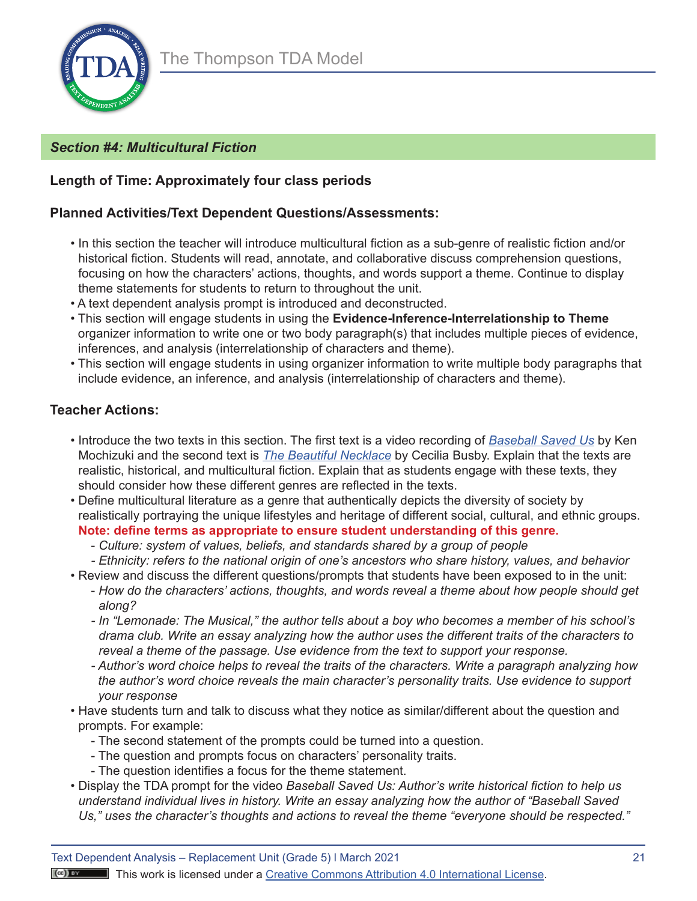## *Section #4: Multicultural Fiction*

**Length of Time: Approximately four class periods**

**Planned Activities/Text Dependent Questions/Assessments:**

- In this section the teacher will introduce multicultural fiction as a sub-genre of realistic fiction and/or historical fiction. Students will read, annotate, and collaborative discuss comprehension questions, focusing on how the characters' actions, thoughts, and words support a theme. Continue to display theme statements for students to return to throughout the unit.
- A text dependent analysis prompt is introduced and deconstructed.
- This section will engage students in using the **Evidence-Inference-Interrelationship to Theme** organizer information to write one or two body paragraph(s) that includes multiple pieces of evidence, inferences, and analysis (interrelationship of characters and theme).
- This section will engage students in using organizer information to write multiple body paragraphs that include evidence, an inference, and analysis (interrelationship of characters and theme).

**Teacher Actions:**

- Introduce the two texts in this section. The first text is a video recording of *Baseball Saved Us* by Ken Mochizuki and the second text is *The Beautiful Necklace* by Cecilia Busby. Explain that the texts are realistic, historical, and multicultural fiction. Explain that as students engage with these texts, they should consider how these different genres are reflected in the texts.
- Define multicultural literature as a genre that authentically depicts the diversity of society by realistically portraying the unique lifestyles and heritage of different social, cultural, and ethnic groups. **Note: define terms as appropriate to ensure student understanding of this genre.**
  - *Culture: system of values, beliefs, and standards shared by a group of people*
  - *Ethnicity: refers to the national origin of one's ancestors who share history, values, and behavior*
- Review and discuss the different questions/prompts that students have been exposed to in the unit:
  - *How do the characters' actions, thoughts, and words reveal a theme about how people should get along?*
  - *In "Lemonade: The Musical," the author tells about a boy who becomes a member of his school's drama club. Write an essay analyzing how the author uses the different traits of the characters to reveal a theme of the passage. Use evidence from the text to support your response.*
  - *Author's word choice helps to reveal the traits of the characters. Write a paragraph analyzing how the author's word choice reveals the main character's personality traits. Use evidence to support your response*
- Have students turn and talk to discuss what they notice as similar/different about the question and prompts. For example:
  - The second statement of the prompts could be turned into a question.
  - The question and prompts focus on characters' personality traits.
  - The question identifies a focus for the theme statement.
- Display the TDA prompt for the video *Baseball Saved Us: Author's write historical fiction to help us understand individual lives in history. Write an essay analyzing how the author of "Baseball Saved Us," uses the character's thoughts and actions to reveal the theme "everyone should be respected."*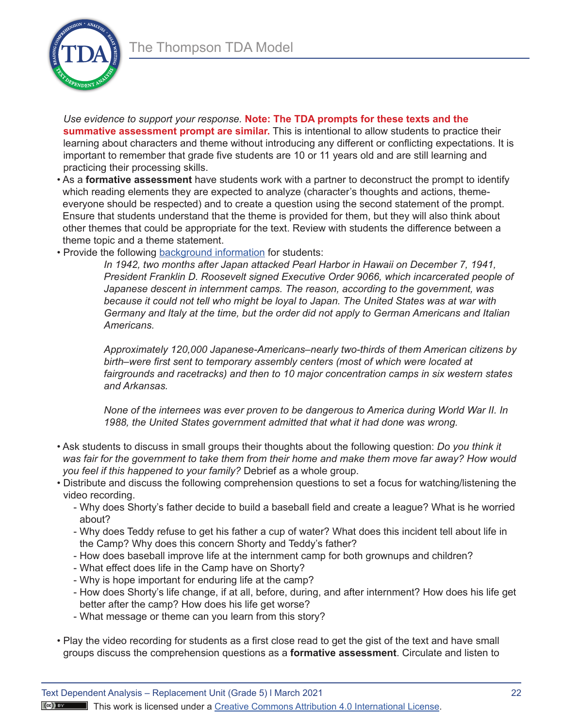*Use evidence to support your response.* **Note: The TDA prompts for these texts and the summative assessment prompt are similar.** This is intentional to allow students to practice their learning about characters and theme without introducing any different or conflicting expectations. It is important to remember that grade five students are 10 or 11 years old and are still learning and practicing their processing skills.

- As a **formative assessment** have students work with a partner to deconstruct the prompt to identify which reading elements they are expected to analyze (character's thoughts and actions, theme-everyone should be respected) and to create a question using the second statement of the prompt. Ensure that students understand that the theme is provided for them, but they will also think about other themes that could be appropriate for the text. Review with students the difference between a theme topic and a theme statement.
- Provide the following background information for students:

  *In 1942, two months after Japan attacked Pearl Harbor in Hawaii on December 7, 1941, President Franklin D. Roosevelt signed Executive Order 9066, which incarcerated people of Japanese descent in internment camps. The reason, according to the government, was because it could not tell who might be loyal to Japan. The United States was at war with Germany and Italy at the time, but the order did not apply to German Americans and Italian Americans.*

  *Approximately 120,000 Japanese-Americans–nearly two-thirds of them American citizens by birth–were first sent to temporary assembly centers (most of which were located at fairgrounds and racetracks) and then to 10 major concentration camps in six western states and Arkansas.*

  *None of the internees was ever proven to be dangerous to America during World War II. In 1988, the United States government admitted that what it had done was wrong.*

- Ask students to discuss in small groups their thoughts about the following question: *Do you think it was fair for the government to take them from their home and make them move far away? How would you feel if this happened to your family?* Debrief as a whole group.
- Distribute and discuss the following comprehension questions to set a focus for watching/listening the video recording.
  - Why does Shorty's father decide to build a baseball field and create a league? What is he worried about?
  - Why does Teddy refuse to get his father a cup of water? What does this incident tell about life in the Camp? Why does this concern Shorty and Teddy's father?
  - How does baseball improve life at the internment camp for both grownups and children?
  - What effect does life in the Camp have on Shorty?
  - Why is hope important for enduring life at the camp?
  - How does Shorty's life change, if at all, before, during, and after internment? How does his life get better after the camp? How does his life get worse?
  - What message or theme can you learn from this story?
- Play the video recording for students as a first close read to get the gist of the text and have small groups discuss the comprehension questions as a **formative assessment**. Circulate and listen to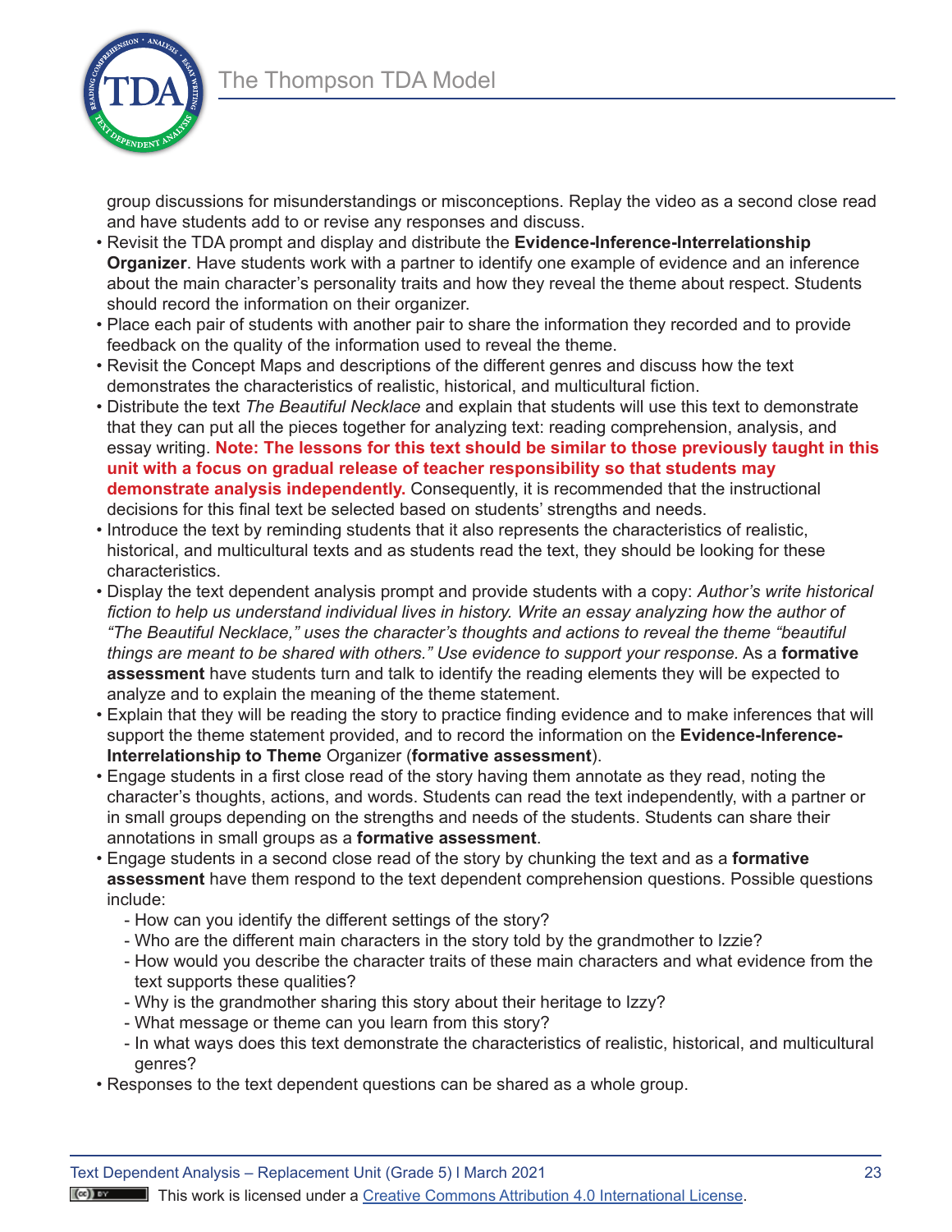group discussions for misunderstandings or misconceptions. Replay the video as a second close read and have students add to or revise any responses and discuss.

- Revisit the TDA prompt and display and distribute the **Evidence-Inference-Interrelationship Organizer**. Have students work with a partner to identify one example of evidence and an inference about the main character's personality traits and how they reveal the theme about respect. Students should record the information on their organizer.
- Place each pair of students with another pair to share the information they recorded and to provide feedback on the quality of the information used to reveal the theme.
- Revisit the Concept Maps and descriptions of the different genres and discuss how the text demonstrates the characteristics of realistic, historical, and multicultural fiction.
- Distribute the text *The Beautiful Necklace* and explain that students will use this text to demonstrate that they can put all the pieces together for analyzing text: reading comprehension, analysis, and essay writing. **Note: The lessons for this text should be similar to those previously taught in this unit with a focus on gradual release of teacher responsibility so that students may demonstrate analysis independently.** Consequently, it is recommended that the instructional decisions for this final text be selected based on students' strengths and needs.
- Introduce the text by reminding students that it also represents the characteristics of realistic, historical, and multicultural texts and as students read the text, they should be looking for these characteristics.
- Display the text dependent analysis prompt and provide students with a copy: *Author's write historical fiction to help us understand individual lives in history. Write an essay analyzing how the author of "The Beautiful Necklace," uses the character's thoughts and actions to reveal the theme "beautiful things are meant to be shared with others." Use evidence to support your response.* As a **formative assessment** have students turn and talk to identify the reading elements they will be expected to analyze and to explain the meaning of the theme statement.
- Explain that they will be reading the story to practice finding evidence and to make inferences that will support the theme statement provided, and to record the information on the **Evidence-Inference-Interrelationship to Theme** Organizer (**formative assessment**).
- Engage students in a first close read of the story having them annotate as they read, noting the character's thoughts, actions, and words. Students can read the text independently, with a partner or in small groups depending on the strengths and needs of the students. Students can share their annotations in small groups as a **formative assessment**.
- Engage students in a second close read of the story by chunking the text and as a **formative assessment** have them respond to the text dependent comprehension questions. Possible questions include:
  - How can you identify the different settings of the story?
  - Who are the different main characters in the story told by the grandmother to Izzie?
  - How would you describe the character traits of these main characters and what evidence from the text supports these qualities?
  - Why is the grandmother sharing this story about their heritage to Izzy?
  - What message or theme can you learn from this story?
  - In what ways does this text demonstrate the characteristics of realistic, historical, and multicultural genres?
- Responses to the text dependent questions can be shared as a whole group.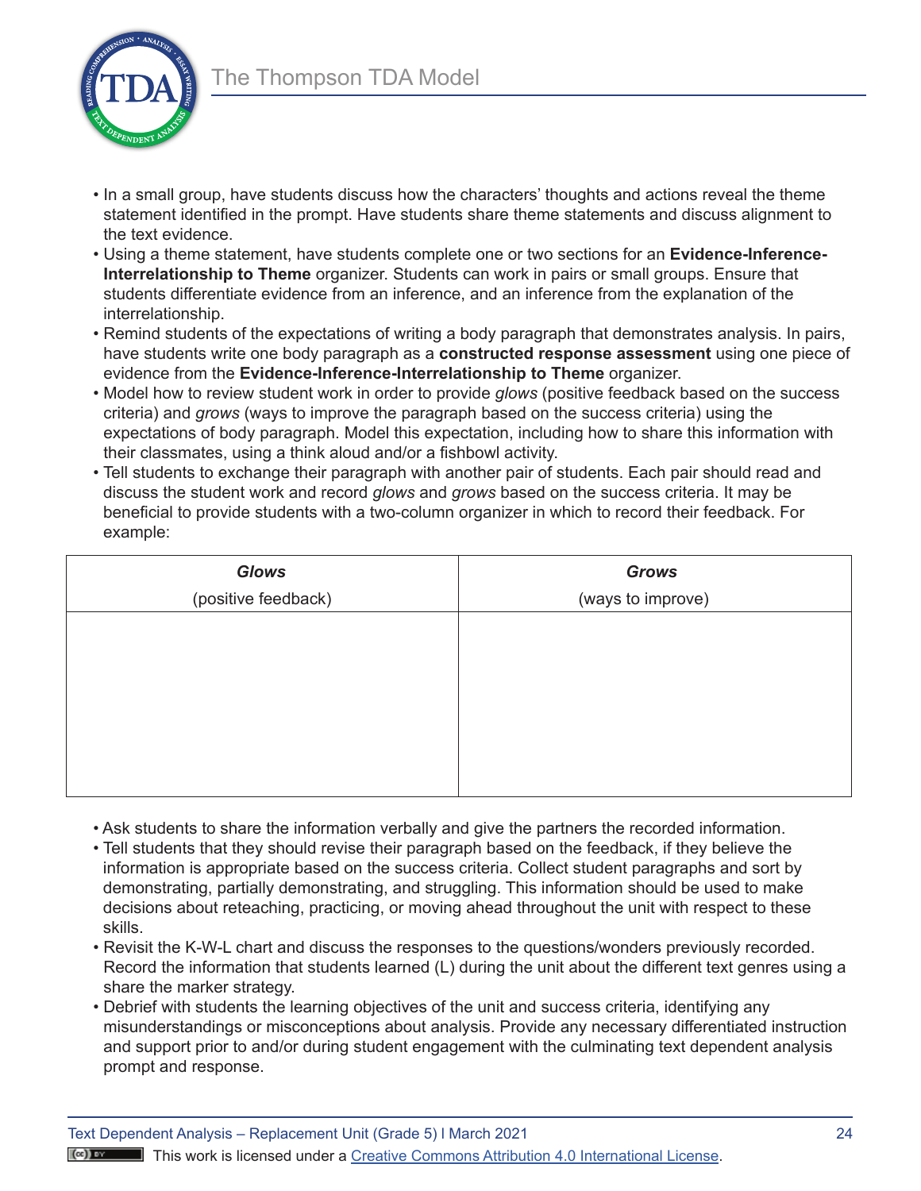- In a small group, have students discuss how the characters' thoughts and actions reveal the theme statement identified in the prompt. Have students share theme statements and discuss alignment to the text evidence.
- Using a theme statement, have students complete one or two sections for an **Evidence-Inference-Interrelationship to Theme** organizer. Students can work in pairs or small groups. Ensure that students differentiate evidence from an inference, and an inference from the explanation of the interrelationship.
- Remind students of the expectations of writing a body paragraph that demonstrates analysis. In pairs, have students write one body paragraph as a **constructed response assessment** using one piece of evidence from the **Evidence-Inference-Interrelationship to Theme** organizer.
- Model how to review student work in order to provide *glows* (positive feedback based on the success criteria) and *grows* (ways to improve the paragraph based on the success criteria) using the expectations of body paragraph. Model this expectation, including how to share this information with their classmates, using a think aloud and/or a fishbowl activity.
- Tell students to exchange their paragraph with another pair of students. Each pair should read and discuss the student work and record *glows* and *grows* based on the success criteria. It may be beneficial to provide students with a two-column organizer in which to record their feedback. For example:

| ***Glows*** (positive feedback) | ***Grows*** (ways to improve) |
|---|---|
| | |

- Ask students to share the information verbally and give the partners the recorded information.
- Tell students that they should revise their paragraph based on the feedback, if they believe the information is appropriate based on the success criteria. Collect student paragraphs and sort by demonstrating, partially demonstrating, and struggling. This information should be used to make decisions about reteaching, practicing, or moving ahead throughout the unit with respect to these skills.
- Revisit the K-W-L chart and discuss the responses to the questions/wonders previously recorded. Record the information that students learned (L) during the unit about the different text genres using a share the marker strategy.
- Debrief with students the learning objectives of the unit and success criteria, identifying any misunderstandings or misconceptions about analysis. Provide any necessary differentiated instruction and support prior to and/or during student engagement with the culminating text dependent analysis prompt and response.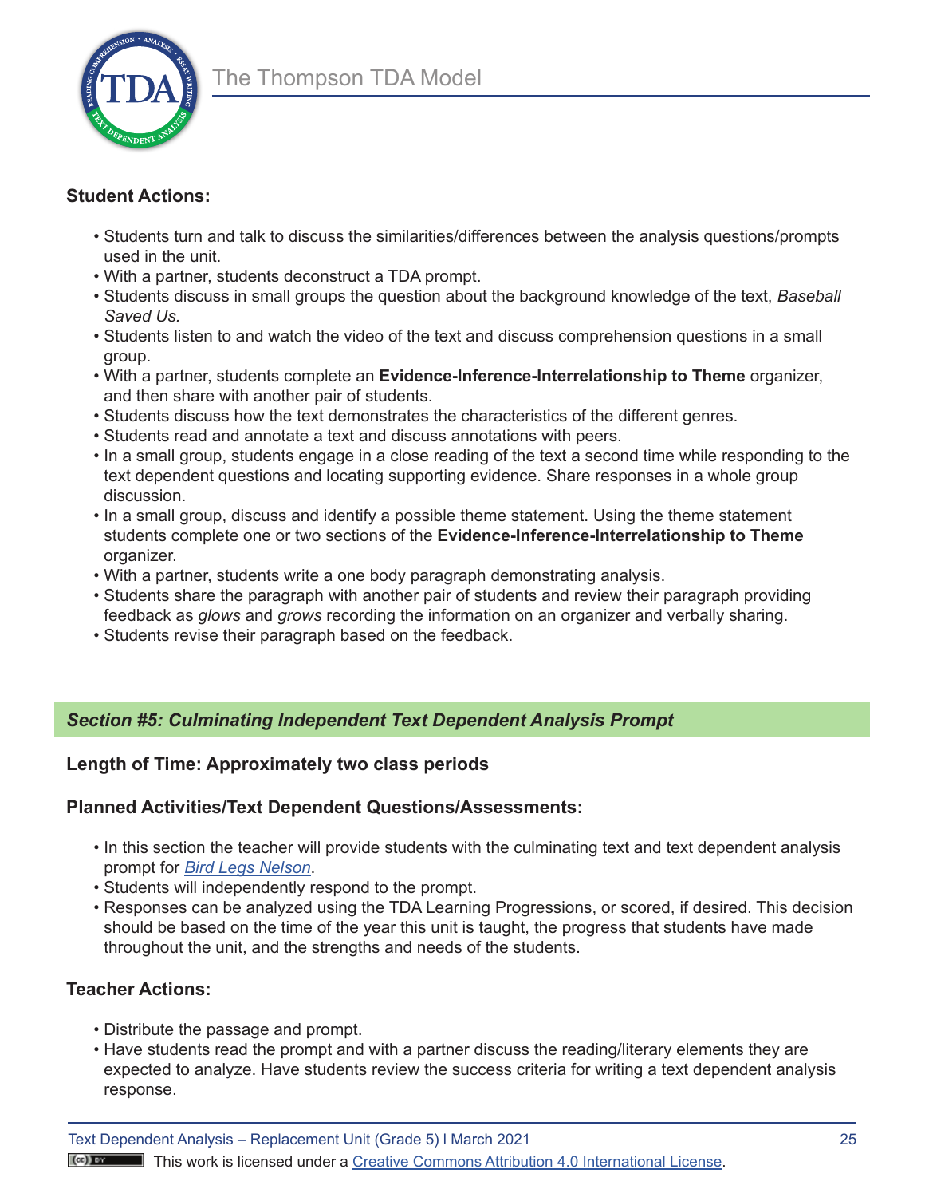**Student Actions:**

- Students turn and talk to discuss the similarities/differences between the analysis questions/prompts used in the unit.
- With a partner, students deconstruct a TDA prompt.
- Students discuss in small groups the question about the background knowledge of the text, *Baseball Saved Us.*
- Students listen to and watch the video of the text and discuss comprehension questions in a small group.
- With a partner, students complete an **Evidence-Inference-Interrelationship to Theme** organizer, and then share with another pair of students.
- Students discuss how the text demonstrates the characteristics of the different genres.
- Students read and annotate a text and discuss annotations with peers.
- In a small group, students engage in a close reading of the text a second time while responding to the text dependent questions and locating supporting evidence. Share responses in a whole group discussion.
- In a small group, discuss and identify a possible theme statement. Using the theme statement students complete one or two sections of the **Evidence-Inference-Interrelationship to Theme** organizer.
- With a partner, students write a one body paragraph demonstrating analysis.
- Students share the paragraph with another pair of students and review their paragraph providing feedback as *glows* and *grows* recording the information on an organizer and verbally sharing.
- Students revise their paragraph based on the feedback.

## *Section #5: Culminating Independent Text Dependent Analysis Prompt*

**Length of Time: Approximately two class periods**

**Planned Activities/Text Dependent Questions/Assessments:**

- In this section the teacher will provide students with the culminating text and text dependent analysis prompt for *Bird Legs Nelson*.
- Students will independently respond to the prompt.
- Responses can be analyzed using the TDA Learning Progressions, or scored, if desired. This decision should be based on the time of the year this unit is taught, the progress that students have made throughout the unit, and the strengths and needs of the students.

**Teacher Actions:**

- Distribute the passage and prompt.
- Have students read the prompt and with a partner discuss the reading/literary elements they are expected to analyze. Have students review the success criteria for writing a text dependent analysis response.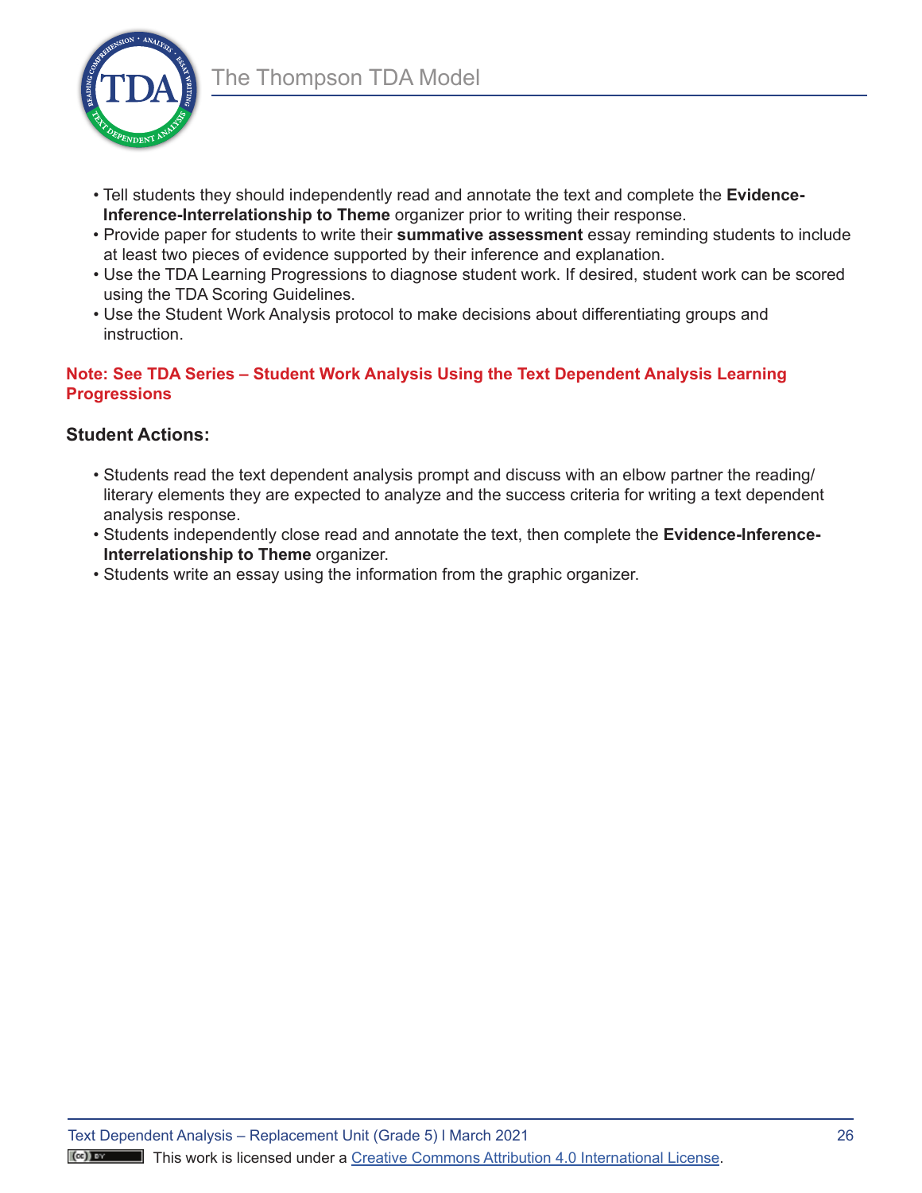- Tell students they should independently read and annotate the text and complete the **Evidence-Inference-Interrelationship to Theme** organizer prior to writing their response.
- Provide paper for students to write their **summative assessment** essay reminding students to include at least two pieces of evidence supported by their inference and explanation.
- Use the TDA Learning Progressions to diagnose student work. If desired, student work can be scored using the TDA Scoring Guidelines.
- Use the Student Work Analysis protocol to make decisions about differentiating groups and instruction.

**Note: See TDA Series – Student Work Analysis Using the Text Dependent Analysis Learning Progressions**

### Student Actions:

- Students read the text dependent analysis prompt and discuss with an elbow partner the reading/literary elements they are expected to analyze and the success criteria for writing a text dependent analysis response.
- Students independently close read and annotate the text, then complete the **Evidence-Inference-Interrelationship to Theme** organizer.
- Students write an essay using the information from the graphic organizer.